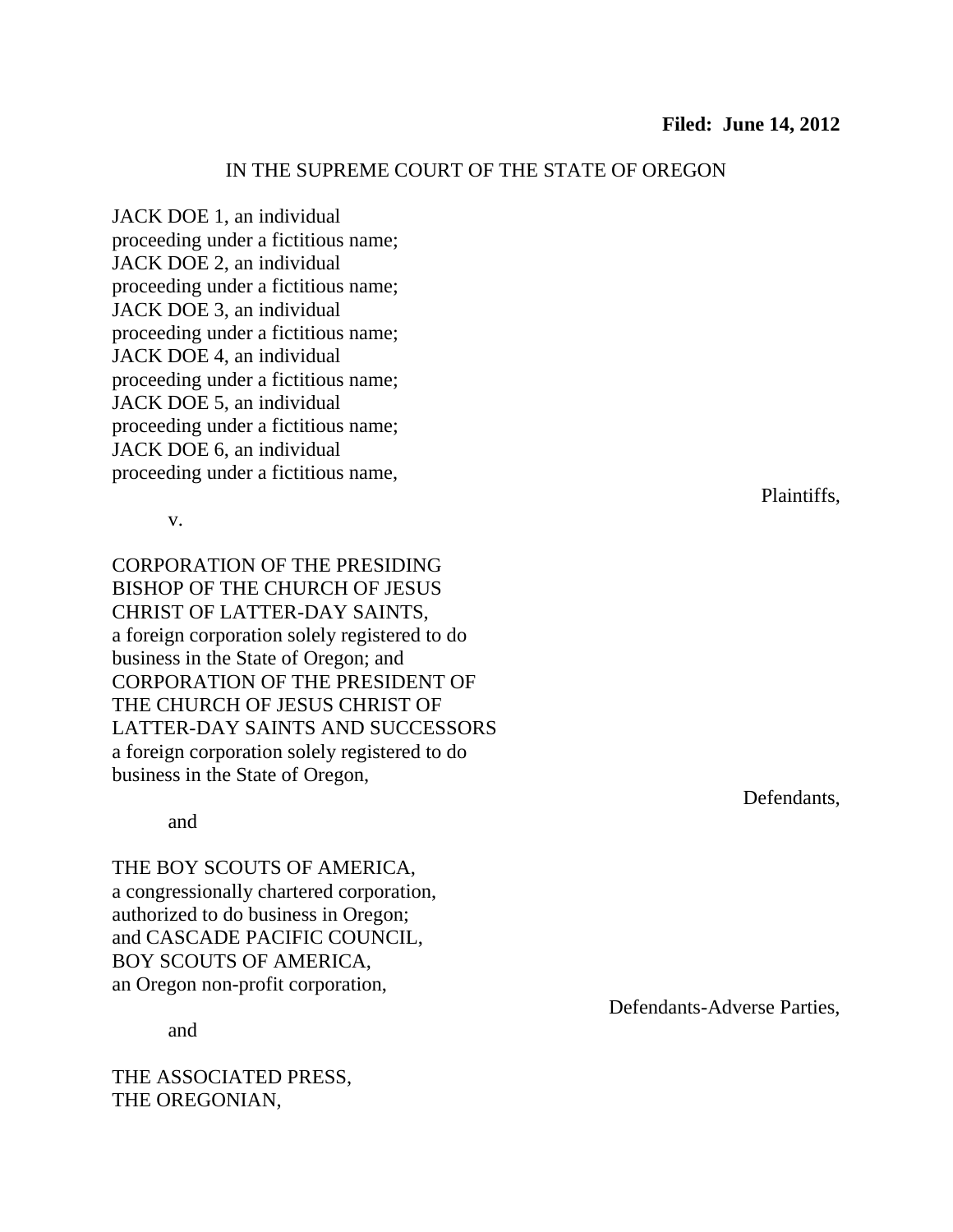**Filed: June 14, 2012**

IN THE SUPREME COURT OF THE STATE OF OREGON

JACK DOE 1, an individual
proceeding under a fictitious name;
JACK DOE 2, an individual
proceeding under a fictitious name;
JACK DOE 3, an individual
proceeding under a fictitious name;
JACK DOE 4, an individual
proceeding under a fictitious name;
JACK DOE 5, an individual
proceeding under a fictitious name;
JACK DOE 6, an individual
proceeding under a fictitious name,

Plaintiffs,

v.

CORPORATION OF THE PRESIDING
BISHOP OF THE CHURCH OF JESUS
CHRIST OF LATTER-DAY SAINTS,
a foreign corporation solely registered to do
business in the State of Oregon; and
CORPORATION OF THE PRESIDENT OF
THE CHURCH OF JESUS CHRIST OF
LATTER-DAY SAINTS AND SUCCESSORS
a foreign corporation solely registered to do
business in the State of Oregon,

Defendants,

and

THE BOY SCOUTS OF AMERICA,
a congressionally chartered corporation,
authorized to do business in Oregon;
and CASCADE PACIFIC COUNCIL,
BOY SCOUTS OF AMERICA,
an Oregon non-profit corporation,

Defendants-Adverse Parties,

and

THE ASSOCIATED PRESS,
THE OREGONIAN,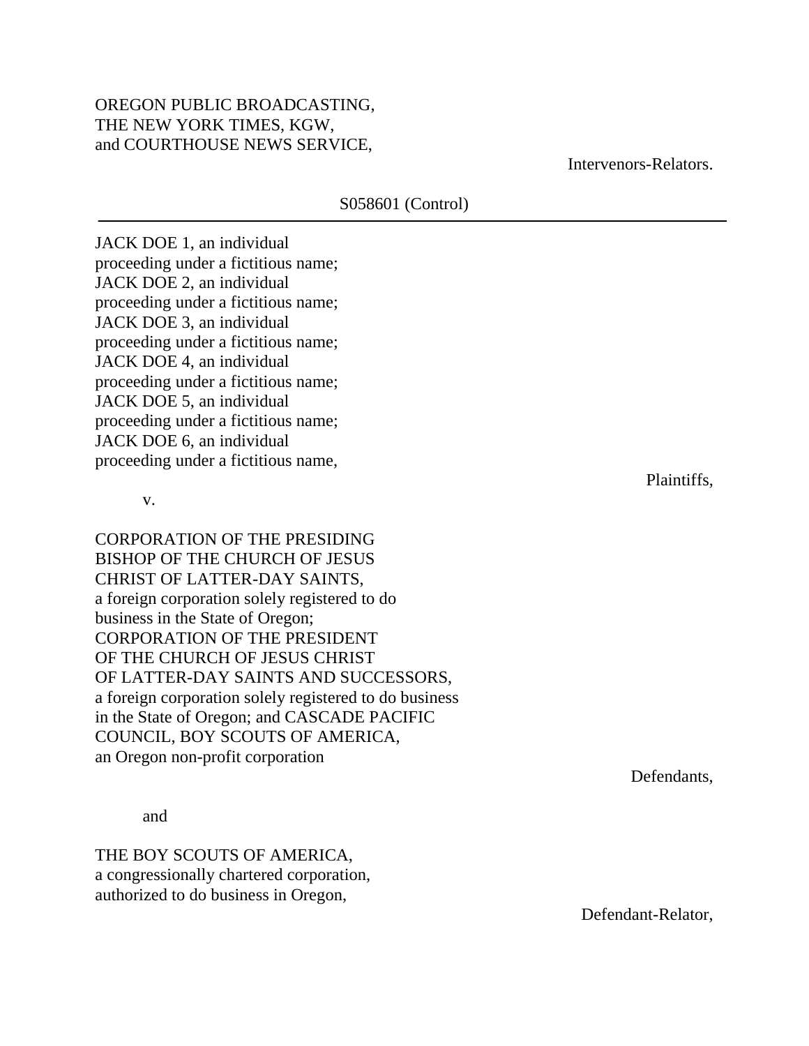OREGON PUBLIC BROADCASTING,
THE NEW YORK TIMES, KGW,
and COURTHOUSE NEWS SERVICE,

Intervenors-Relators.

S058601 (Control)

---

JACK DOE 1, an individual
proceeding under a fictitious name;
JACK DOE 2, an individual
proceeding under a fictitious name;
JACK DOE 3, an individual
proceeding under a fictitious name;
JACK DOE 4, an individual
proceeding under a fictitious name;
JACK DOE 5, an individual
proceeding under a fictitious name;
JACK DOE 6, an individual
proceeding under a fictitious name,

Plaintiffs,

v.

CORPORATION OF THE PRESIDING
BISHOP OF THE CHURCH OF JESUS
CHRIST OF LATTER-DAY SAINTS,
a foreign corporation solely registered to do
business in the State of Oregon;
CORPORATION OF THE PRESIDENT
OF THE CHURCH OF JESUS CHRIST
OF LATTER-DAY SAINTS AND SUCCESSORS,
a foreign corporation solely registered to do business
in the State of Oregon; and CASCADE PACIFIC
COUNCIL, BOY SCOUTS OF AMERICA,
an Oregon non-profit corporation

Defendants,

and

THE BOY SCOUTS OF AMERICA,
a congressionally chartered corporation,
authorized to do business in Oregon,

Defendant-Relator,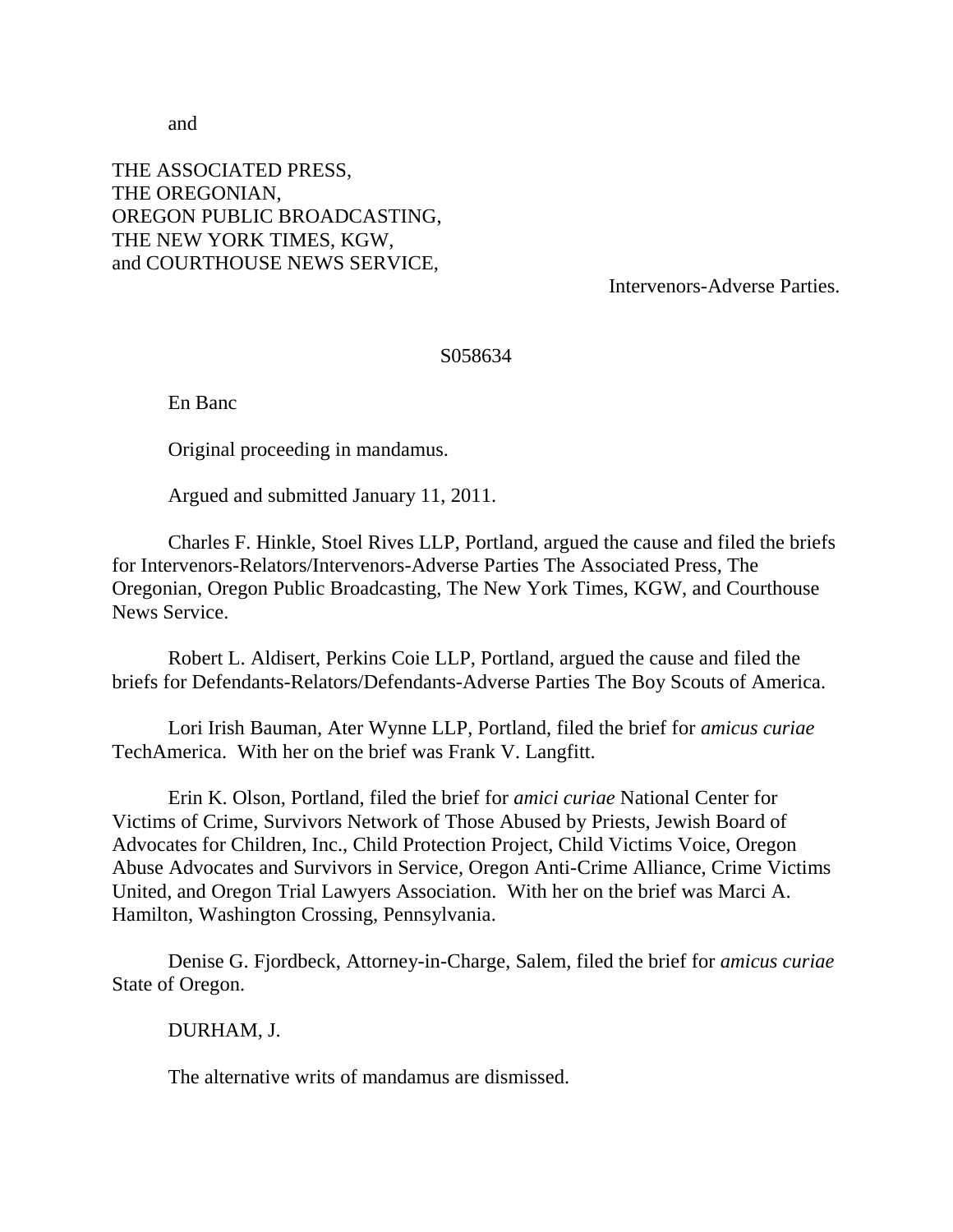and

THE ASSOCIATED PRESS,
THE OREGONIAN,
OREGON PUBLIC BROADCASTING,
THE NEW YORK TIMES, KGW,
and COURTHOUSE NEWS SERVICE,

Intervenors-Adverse Parties.

S058634

En Banc

Original proceeding in mandamus.

Argued and submitted January 11, 2011.

Charles F. Hinkle, Stoel Rives LLP, Portland, argued the cause and filed the briefs for Intervenors-Relators/Intervenors-Adverse Parties The Associated Press, The Oregonian, Oregon Public Broadcasting, The New York Times, KGW, and Courthouse News Service.

Robert L. Aldisert, Perkins Coie LLP, Portland, argued the cause and filed the briefs for Defendants-Relators/Defendants-Adverse Parties The Boy Scouts of America.

Lori Irish Bauman, Ater Wynne LLP, Portland, filed the brief for *amicus curiae* TechAmerica. With her on the brief was Frank V. Langfitt.

Erin K. Olson, Portland, filed the brief for *amici curiae* National Center for Victims of Crime, Survivors Network of Those Abused by Priests, Jewish Board of Advocates for Children, Inc., Child Protection Project, Child Victims Voice, Oregon Abuse Advocates and Survivors in Service, Oregon Anti-Crime Alliance, Crime Victims United, and Oregon Trial Lawyers Association. With her on the brief was Marci A. Hamilton, Washington Crossing, Pennsylvania.

Denise G. Fjordbeck, Attorney-in-Charge, Salem, filed the brief for *amicus curiae* State of Oregon.

DURHAM, J.

The alternative writs of mandamus are dismissed.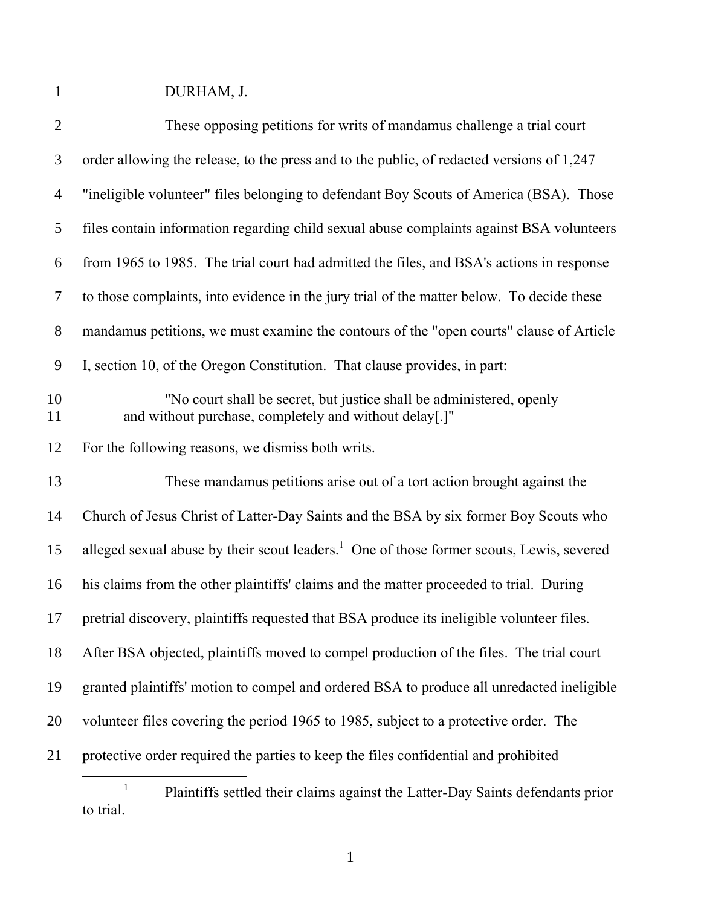DURHAM, J.

These opposing petitions for writs of mandamus challenge a trial court order allowing the release, to the press and to the public, of redacted versions of 1,247 "ineligible volunteer" files belonging to defendant Boy Scouts of America (BSA). Those files contain information regarding child sexual abuse complaints against BSA volunteers from 1965 to 1985. The trial court had admitted the files, and BSA's actions in response to those complaints, into evidence in the jury trial of the matter below. To decide these mandamus petitions, we must examine the contours of the "open courts" clause of Article I, section 10, of the Oregon Constitution. That clause provides, in part:

> "No court shall be secret, but justice shall be administered, openly and without purchase, completely and without delay[.]"

For the following reasons, we dismiss both writs.

These mandamus petitions arise out of a tort action brought against the Church of Jesus Christ of Latter-Day Saints and the BSA by six former Boy Scouts who alleged sexual abuse by their scout leaders.[1] One of those former scouts, Lewis, severed his claims from the other plaintiffs' claims and the matter proceeded to trial. During pretrial discovery, plaintiffs requested that BSA produce its ineligible volunteer files. After BSA objected, plaintiffs moved to compel production of the files. The trial court granted plaintiffs' motion to compel and ordered BSA to produce all unredacted ineligible volunteer files covering the period 1965 to 1985, subject to a protective order. The protective order required the parties to keep the files confidential and prohibited

---

[1] Plaintiffs settled their claims against the Latter-Day Saints defendants prior to trial.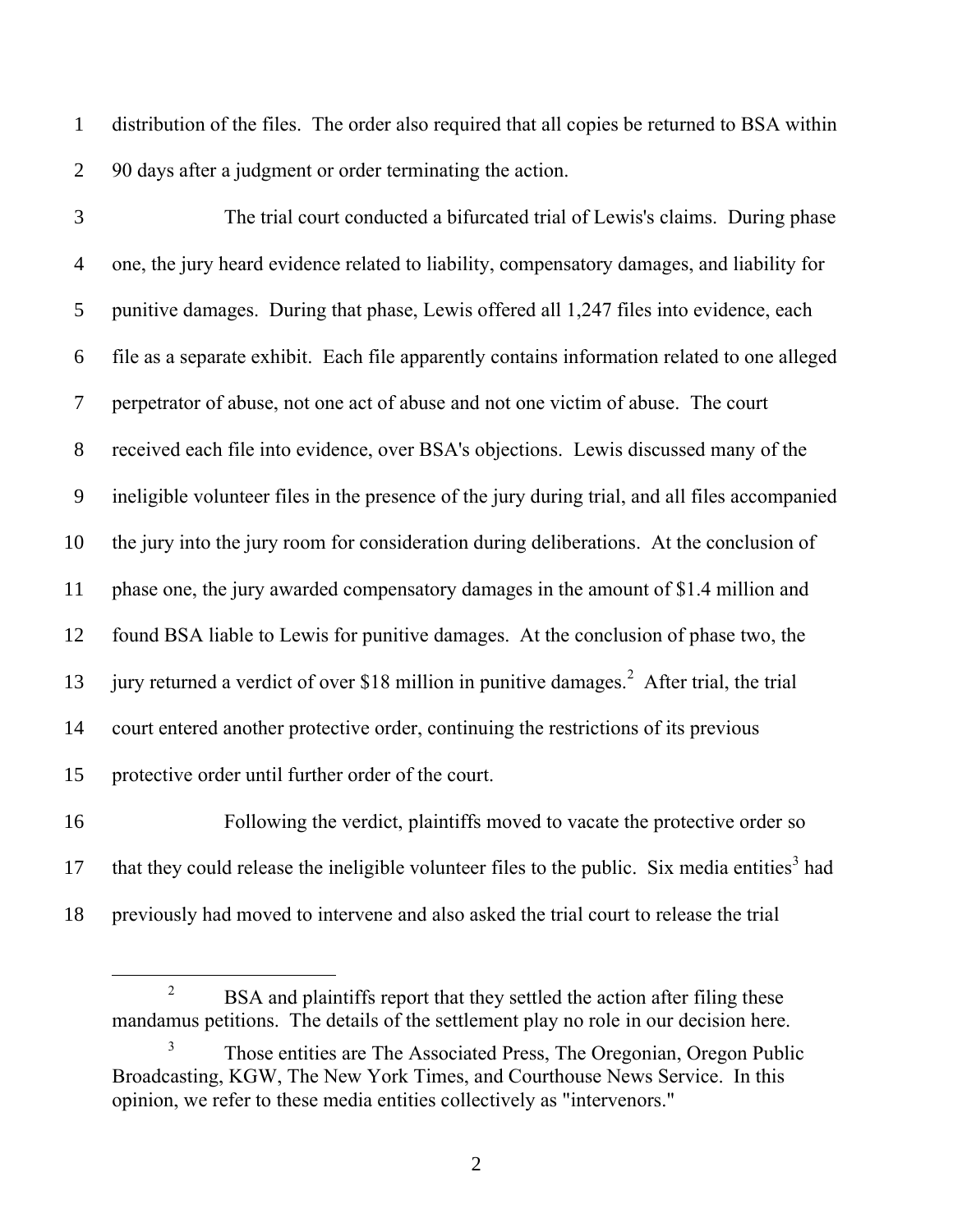distribution of the files. The order also required that all copies be returned to BSA within 90 days after a judgment or order terminating the action.

The trial court conducted a bifurcated trial of Lewis's claims. During phase one, the jury heard evidence related to liability, compensatory damages, and liability for punitive damages. During that phase, Lewis offered all 1,247 files into evidence, each file as a separate exhibit. Each file apparently contains information related to one alleged perpetrator of abuse, not one act of abuse and not one victim of abuse. The court received each file into evidence, over BSA's objections. Lewis discussed many of the ineligible volunteer files in the presence of the jury during trial, and all files accompanied the jury into the jury room for consideration during deliberations. At the conclusion of phase one, the jury awarded compensatory damages in the amount of $1.4 million and found BSA liable to Lewis for punitive damages. At the conclusion of phase two, the jury returned a verdict of over $18 million in punitive damages.[2] After trial, the trial court entered another protective order, continuing the restrictions of its previous protective order until further order of the court.

Following the verdict, plaintiffs moved to vacate the protective order so that they could release the ineligible volunteer files to the public. Six media entities[3] had previously had moved to intervene and also asked the trial court to release the trial

---

[2] BSA and plaintiffs report that they settled the action after filing these mandamus petitions. The details of the settlement play no role in our decision here.

[3] Those entities are The Associated Press, The Oregonian, Oregon Public Broadcasting, KGW, The New York Times, and Courthouse News Service. In this opinion, we refer to these media entities collectively as "intervenors."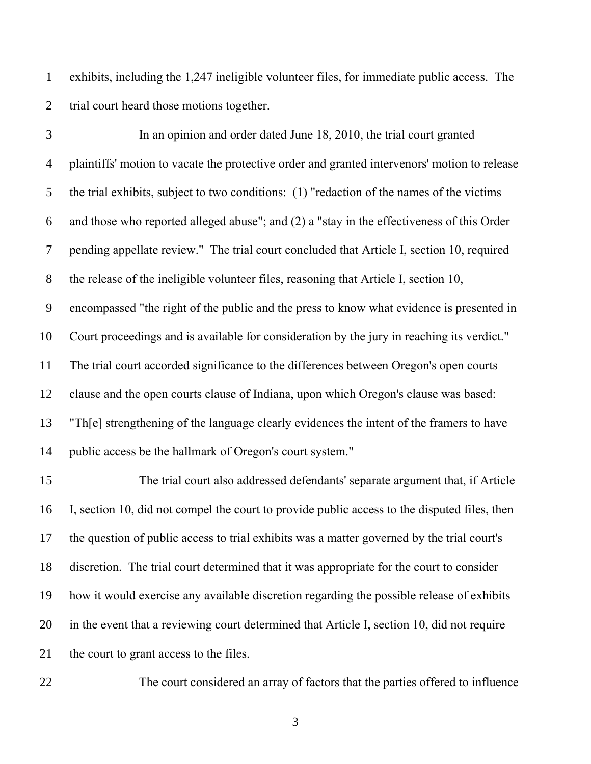exhibits, including the 1,247 ineligible volunteer files, for immediate public access. The trial court heard those motions together.

In an opinion and order dated June 18, 2010, the trial court granted plaintiffs' motion to vacate the protective order and granted intervenors' motion to release the trial exhibits, subject to two conditions: (1) "redaction of the names of the victims and those who reported alleged abuse"; and (2) a "stay in the effectiveness of this Order pending appellate review." The trial court concluded that Article I, section 10, required the release of the ineligible volunteer files, reasoning that Article I, section 10, encompassed "the right of the public and the press to know what evidence is presented in Court proceedings and is available for consideration by the jury in reaching its verdict." The trial court accorded significance to the differences between Oregon's open courts clause and the open courts clause of Indiana, upon which Oregon's clause was based: "Th[e] strengthening of the language clearly evidences the intent of the framers to have public access be the hallmark of Oregon's court system."

The trial court also addressed defendants' separate argument that, if Article I, section 10, did not compel the court to provide public access to the disputed files, then the question of public access to trial exhibits was a matter governed by the trial court's discretion. The trial court determined that it was appropriate for the court to consider how it would exercise any available discretion regarding the possible release of exhibits in the event that a reviewing court determined that Article I, section 10, did not require the court to grant access to the files.

The court considered an array of factors that the parties offered to influence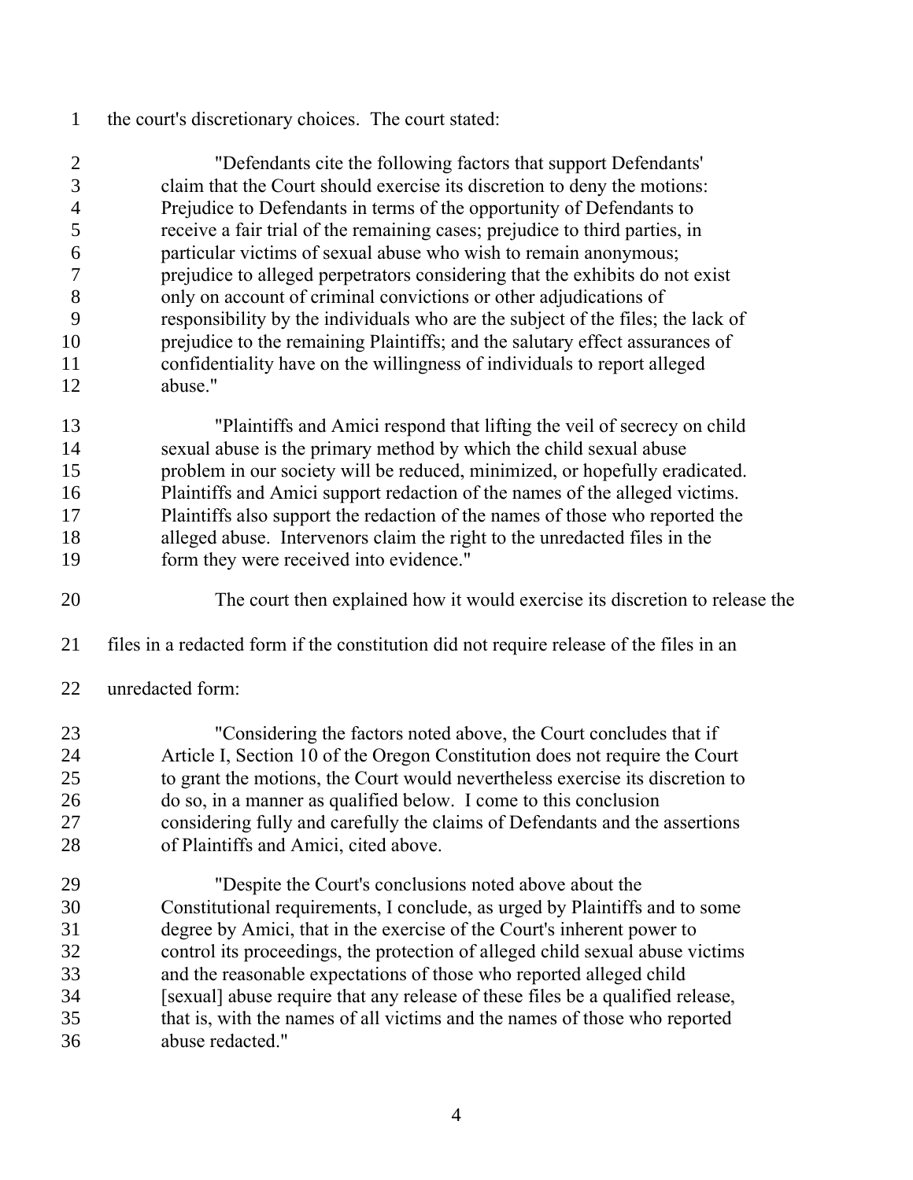the court's discretionary choices. The court stated:

> "Defendants cite the following factors that support Defendants' claim that the Court should exercise its discretion to deny the motions: Prejudice to Defendants in terms of the opportunity of Defendants to receive a fair trial of the remaining cases; prejudice to third parties, in particular victims of sexual abuse who wish to remain anonymous; prejudice to alleged perpetrators considering that the exhibits do not exist only on account of criminal convictions or other adjudications of responsibility by the individuals who are the subject of the files; the lack of prejudice to the remaining Plaintiffs; and the salutary effect assurances of confidentiality have on the willingness of individuals to report alleged abuse."
>
> "Plaintiffs and Amici respond that lifting the veil of secrecy on child sexual abuse is the primary method by which the child sexual abuse problem in our society will be reduced, minimized, or hopefully eradicated. Plaintiffs and Amici support redaction of the names of the alleged victims. Plaintiffs also support the redaction of the names of those who reported the alleged abuse. Intervenors claim the right to the unredacted files in the form they were received into evidence."

The court then explained how it would exercise its discretion to release the files in a redacted form if the constitution did not require release of the files in an unredacted form:

> "Considering the factors noted above, the Court concludes that if Article I, Section 10 of the Oregon Constitution does not require the Court to grant the motions, the Court would nevertheless exercise its discretion to do so, in a manner as qualified below. I come to this conclusion considering fully and carefully the claims of Defendants and the assertions of Plaintiffs and Amici, cited above.
>
> "Despite the Court's conclusions noted above about the Constitutional requirements, I conclude, as urged by Plaintiffs and to some degree by Amici, that in the exercise of the Court's inherent power to control its proceedings, the protection of alleged child sexual abuse victims and the reasonable expectations of those who reported alleged child [sexual] abuse require that any release of these files be a qualified release, that is, with the names of all victims and the names of those who reported abuse redacted."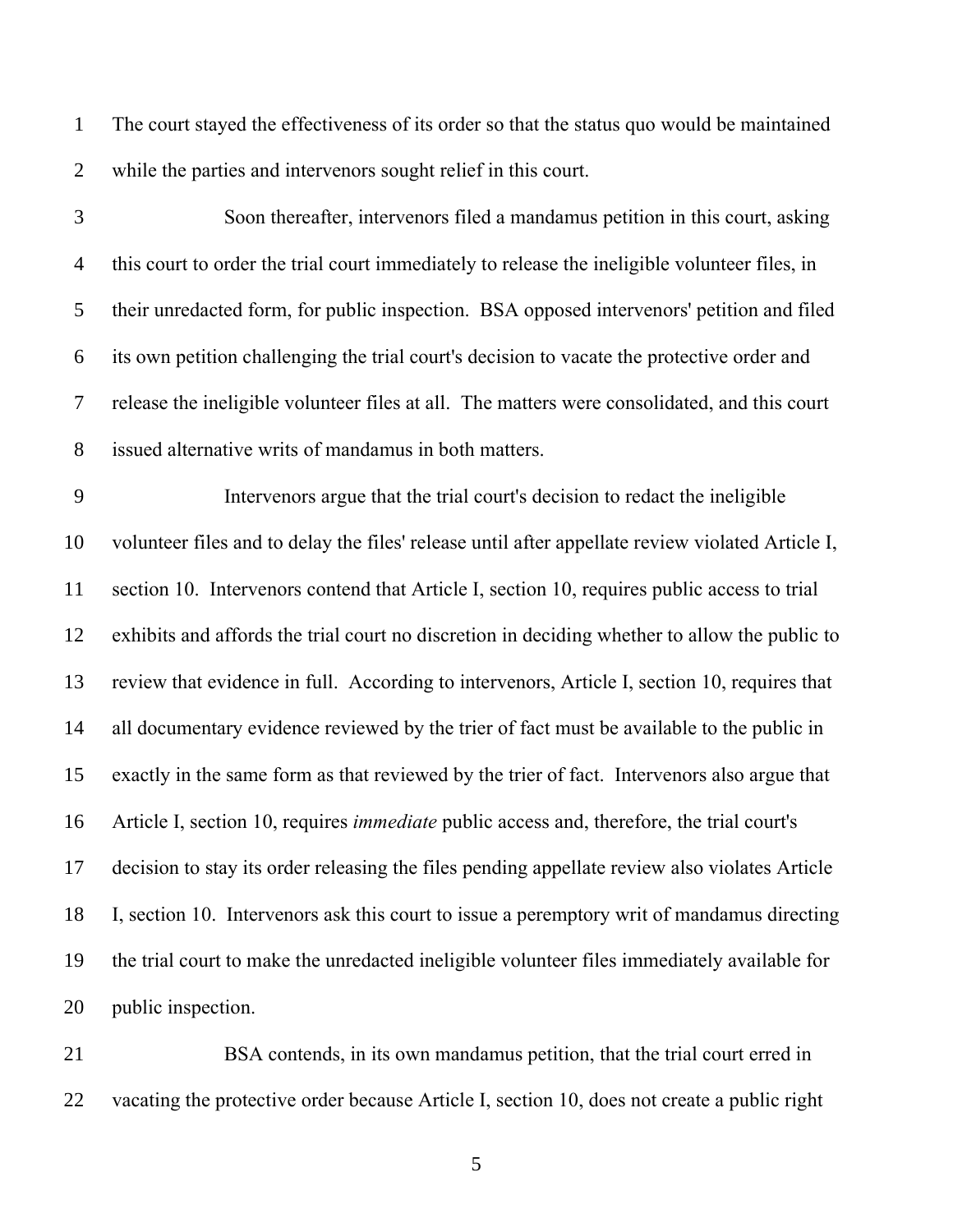The court stayed the effectiveness of its order so that the status quo would be maintained while the parties and intervenors sought relief in this court.

Soon thereafter, intervenors filed a mandamus petition in this court, asking this court to order the trial court immediately to release the ineligible volunteer files, in their unredacted form, for public inspection. BSA opposed intervenors' petition and filed its own petition challenging the trial court's decision to vacate the protective order and release the ineligible volunteer files at all. The matters were consolidated, and this court issued alternative writs of mandamus in both matters.

Intervenors argue that the trial court's decision to redact the ineligible volunteer files and to delay the files' release until after appellate review violated Article I, section 10. Intervenors contend that Article I, section 10, requires public access to trial exhibits and affords the trial court no discretion in deciding whether to allow the public to review that evidence in full. According to intervenors, Article I, section 10, requires that all documentary evidence reviewed by the trier of fact must be available to the public in exactly in the same form as that reviewed by the trier of fact. Intervenors also argue that Article I, section 10, requires *immediate* public access and, therefore, the trial court's decision to stay its order releasing the files pending appellate review also violates Article I, section 10. Intervenors ask this court to issue a peremptory writ of mandamus directing the trial court to make the unredacted ineligible volunteer files immediately available for public inspection.

BSA contends, in its own mandamus petition, that the trial court erred in vacating the protective order because Article I, section 10, does not create a public right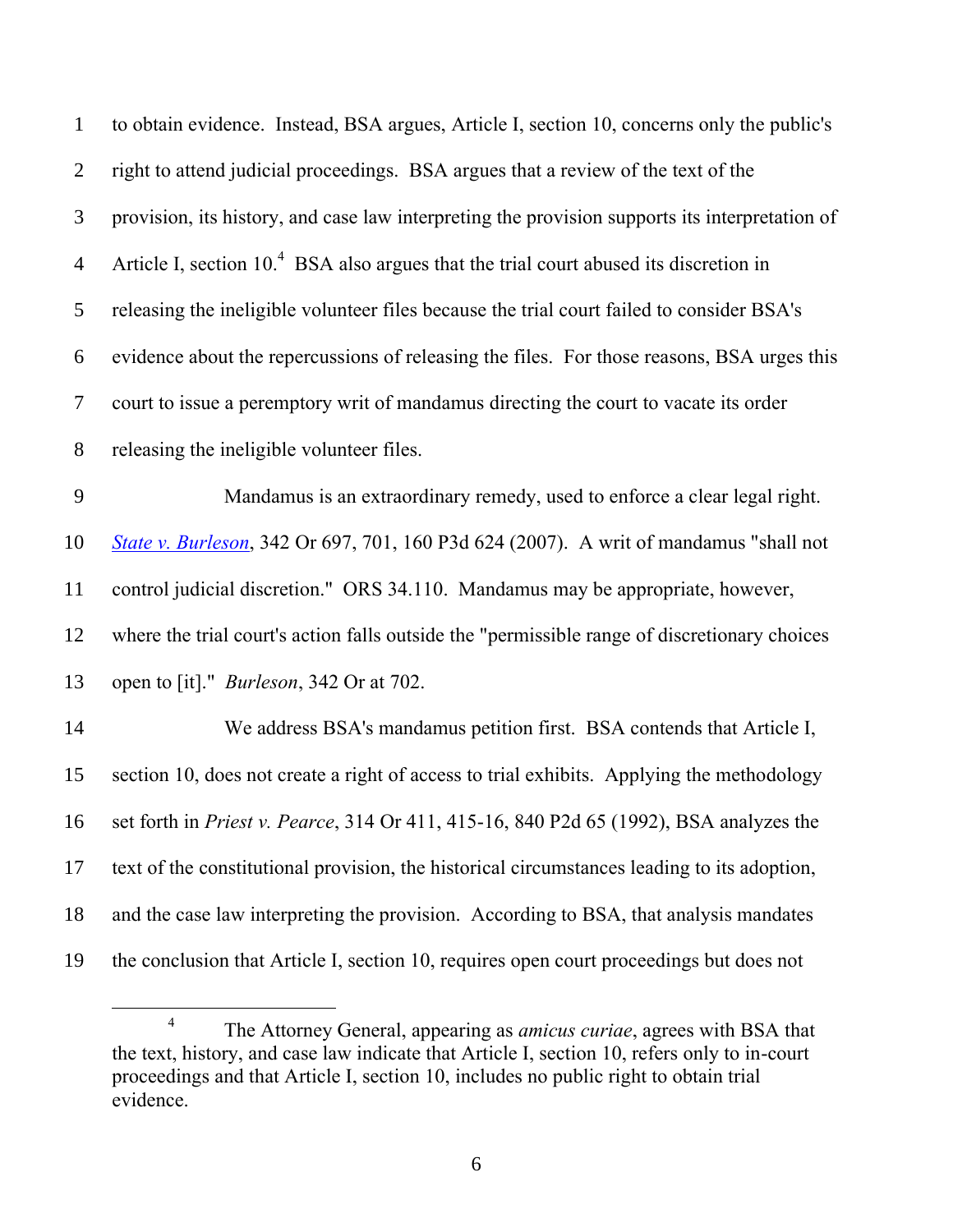to obtain evidence. Instead, BSA argues, Article I, section 10, concerns only the public's right to attend judicial proceedings. BSA argues that a review of the text of the provision, its history, and case law interpreting the provision supports its interpretation of Article I, section 10.[4] BSA also argues that the trial court abused its discretion in releasing the ineligible volunteer files because the trial court failed to consider BSA's evidence about the repercussions of releasing the files. For those reasons, BSA urges this court to issue a peremptory writ of mandamus directing the court to vacate its order releasing the ineligible volunteer files.

Mandamus is an extraordinary remedy, used to enforce a clear legal right. *State v. Burleson*, 342 Or 697, 701, 160 P3d 624 (2007). A writ of mandamus "shall not control judicial discretion." ORS 34.110. Mandamus may be appropriate, however, where the trial court's action falls outside the "permissible range of discretionary choices open to [it]." *Burleson*, 342 Or at 702.

We address BSA's mandamus petition first. BSA contends that Article I, section 10, does not create a right of access to trial exhibits. Applying the methodology set forth in *Priest v. Pearce*, 314 Or 411, 415-16, 840 P2d 65 (1992), BSA analyzes the text of the constitutional provision, the historical circumstances leading to its adoption, and the case law interpreting the provision. According to BSA, that analysis mandates the conclusion that Article I, section 10, requires open court proceedings but does not

---

[4] The Attorney General, appearing as *amicus curiae*, agrees with BSA that the text, history, and case law indicate that Article I, section 10, refers only to in-court proceedings and that Article I, section 10, includes no public right to obtain trial evidence.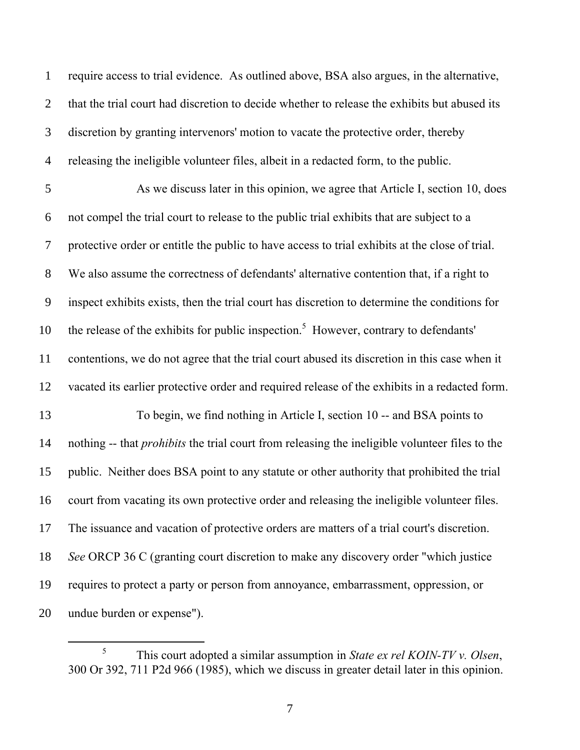require access to trial evidence. As outlined above, BSA also argues, in the alternative, that the trial court had discretion to decide whether to release the exhibits but abused its discretion by granting intervenors' motion to vacate the protective order, thereby releasing the ineligible volunteer files, albeit in a redacted form, to the public.

As we discuss later in this opinion, we agree that Article I, section 10, does not compel the trial court to release to the public trial exhibits that are subject to a protective order or entitle the public to have access to trial exhibits at the close of trial. We also assume the correctness of defendants' alternative contention that, if a right to inspect exhibits exists, then the trial court has discretion to determine the conditions for the release of the exhibits for public inspection.[5] However, contrary to defendants' contentions, we do not agree that the trial court abused its discretion in this case when it vacated its earlier protective order and required release of the exhibits in a redacted form.

To begin, we find nothing in Article I, section 10 -- and BSA points to nothing -- that *prohibits* the trial court from releasing the ineligible volunteer files to the public. Neither does BSA point to any statute or other authority that prohibited the trial court from vacating its own protective order and releasing the ineligible volunteer files. The issuance and vacation of protective orders are matters of a trial court's discretion. *See* ORCP 36 C (granting court discretion to make any discovery order "which justice requires to protect a party or person from annoyance, embarrassment, oppression, or undue burden or expense").

---

[5] This court adopted a similar assumption in *State ex rel KOIN-TV v. Olsen*, 300 Or 392, 711 P2d 966 (1985), which we discuss in greater detail later in this opinion.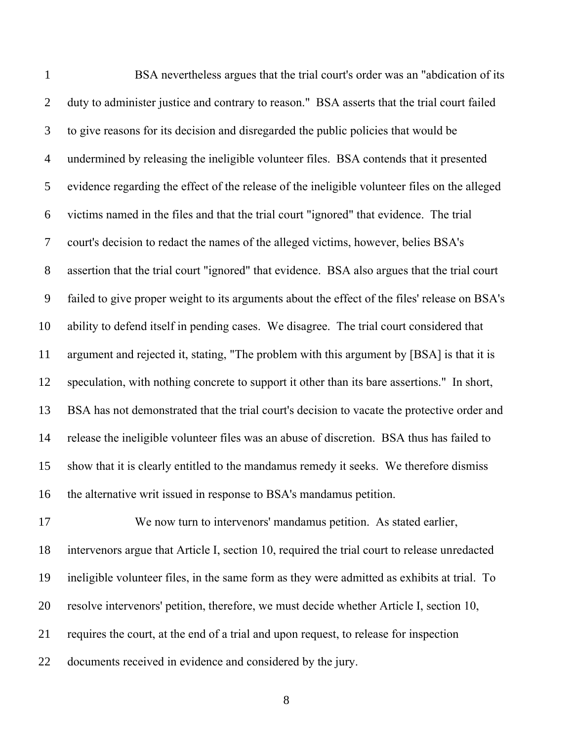BSA nevertheless argues that the trial court's order was an "abdication of its duty to administer justice and contrary to reason." BSA asserts that the trial court failed to give reasons for its decision and disregarded the public policies that would be undermined by releasing the ineligible volunteer files. BSA contends that it presented evidence regarding the effect of the release of the ineligible volunteer files on the alleged victims named in the files and that the trial court "ignored" that evidence. The trial court's decision to redact the names of the alleged victims, however, belies BSA's assertion that the trial court "ignored" that evidence. BSA also argues that the trial court failed to give proper weight to its arguments about the effect of the files' release on BSA's ability to defend itself in pending cases. We disagree. The trial court considered that argument and rejected it, stating, "The problem with this argument by [BSA] is that it is speculation, with nothing concrete to support it other than its bare assertions." In short, BSA has not demonstrated that the trial court's decision to vacate the protective order and release the ineligible volunteer files was an abuse of discretion. BSA thus has failed to show that it is clearly entitled to the mandamus remedy it seeks. We therefore dismiss the alternative writ issued in response to BSA's mandamus petition.

We now turn to intervenors' mandamus petition. As stated earlier, intervenors argue that Article I, section 10, required the trial court to release unredacted ineligible volunteer files, in the same form as they were admitted as exhibits at trial. To resolve intervenors' petition, therefore, we must decide whether Article I, section 10, requires the court, at the end of a trial and upon request, to release for inspection documents received in evidence and considered by the jury.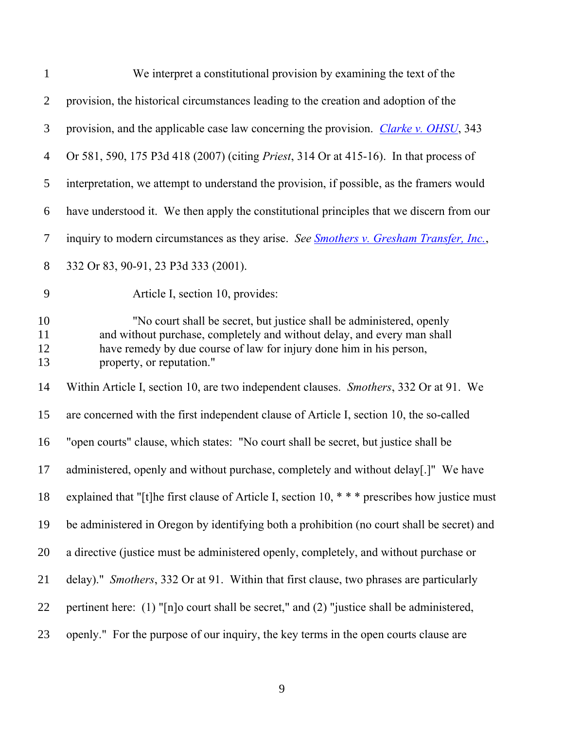We interpret a constitutional provision by examining the text of the provision, the historical circumstances leading to the creation and adoption of the provision, and the applicable case law concerning the provision. *Clarke v. OHSU*, 343 Or 581, 590, 175 P3d 418 (2007) (citing *Priest*, 314 Or at 415-16). In that process of interpretation, we attempt to understand the provision, if possible, as the framers would have understood it. We then apply the constitutional principles that we discern from our inquiry to modern circumstances as they arise. *See Smothers v. Gresham Transfer, Inc.*, 332 Or 83, 90-91, 23 P3d 333 (2001).

Article I, section 10, provides:

> "No court shall be secret, but justice shall be administered, openly and without purchase, completely and without delay, and every man shall have remedy by due course of law for injury done him in his person, property, or reputation."

Within Article I, section 10, are two independent clauses. *Smothers*, 332 Or at 91. We are concerned with the first independent clause of Article I, section 10, the so-called "open courts" clause, which states: "No court shall be secret, but justice shall be administered, openly and without purchase, completely and without delay[.]" We have explained that "[t]he first clause of Article I, section 10, * * * prescribes how justice must be administered in Oregon by identifying both a prohibition (no court shall be secret) and a directive (justice must be administered openly, completely, and without purchase or delay)." *Smothers*, 332 Or at 91. Within that first clause, two phrases are particularly pertinent here: (1) "[n]o court shall be secret," and (2) "justice shall be administered, openly." For the purpose of our inquiry, the key terms in the open courts clause are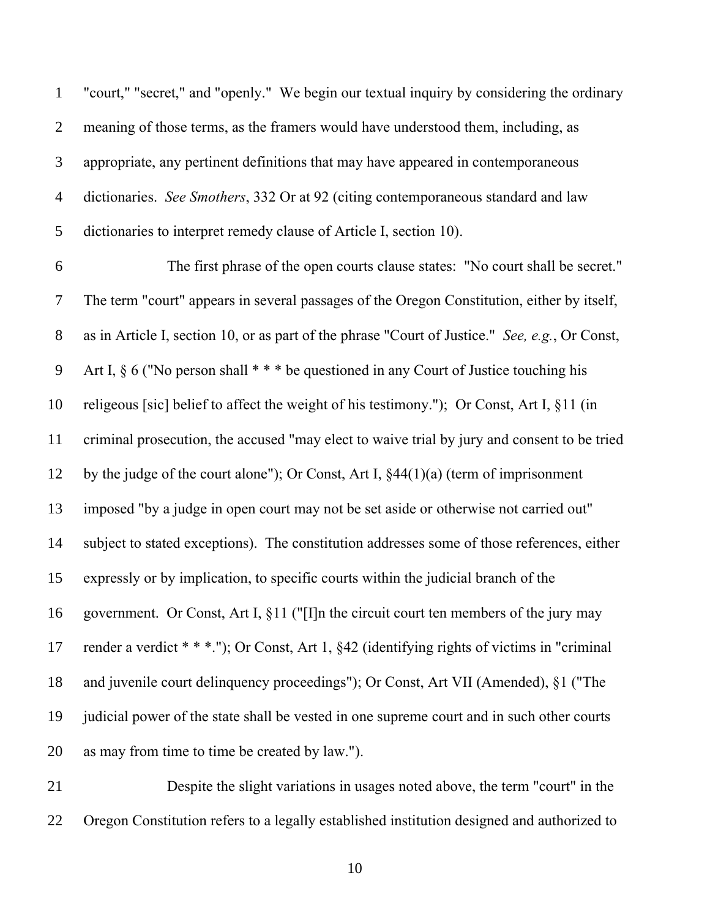"court," "secret," and "openly." We begin our textual inquiry by considering the ordinary meaning of those terms, as the framers would have understood them, including, as appropriate, any pertinent definitions that may have appeared in contemporaneous dictionaries. *See Smothers*, 332 Or at 92 (citing contemporaneous standard and law dictionaries to interpret remedy clause of Article I, section 10).

The first phrase of the open courts clause states: "No court shall be secret." The term "court" appears in several passages of the Oregon Constitution, either by itself, as in Article I, section 10, or as part of the phrase "Court of Justice." *See, e.g.*, Or Const, Art I, § 6 ("No person shall * * * be questioned in any Court of Justice touching his religeous [sic] belief to affect the weight of his testimony."); Or Const, Art I, §11 (in criminal prosecution, the accused "may elect to waive trial by jury and consent to be tried by the judge of the court alone"); Or Const, Art I, §44(1)(a) (term of imprisonment imposed "by a judge in open court may not be set aside or otherwise not carried out" subject to stated exceptions). The constitution addresses some of those references, either expressly or by implication, to specific courts within the judicial branch of the government. Or Const, Art I, §11 ("[I]n the circuit court ten members of the jury may render a verdict * * *."); Or Const, Art 1, §42 (identifying rights of victims in "criminal and juvenile court delinquency proceedings"); Or Const, Art VII (Amended), §1 ("The judicial power of the state shall be vested in one supreme court and in such other courts as may from time to time be created by law.").

Despite the slight variations in usages noted above, the term "court" in the Oregon Constitution refers to a legally established institution designed and authorized to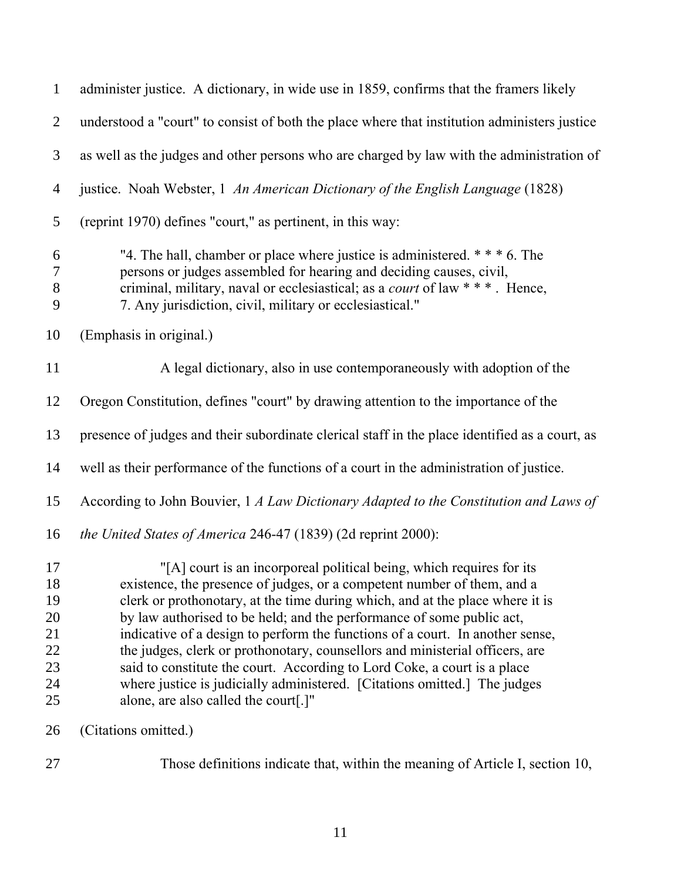administer justice. A dictionary, in wide use in 1859, confirms that the framers likely understood a "court" to consist of both the place where that institution administers justice as well as the judges and other persons who are charged by law with the administration of justice. Noah Webster, 1 *An American Dictionary of the English Language* (1828) (reprint 1970) defines "court," as pertinent, in this way:

> "4. The hall, chamber or place where justice is administered. * * * 6. The persons or judges assembled for hearing and deciding causes, civil, criminal, military, naval or ecclesiastical; as a *court* of law * * * . Hence, 7. Any jurisdiction, civil, military or ecclesiastical."

(Emphasis in original.)

A legal dictionary, also in use contemporaneously with adoption of the Oregon Constitution, defines "court" by drawing attention to the importance of the presence of judges and their subordinate clerical staff in the place identified as a court, as well as their performance of the functions of a court in the administration of justice. According to John Bouvier, 1 *A Law Dictionary Adapted to the Constitution and Laws of the United States of America* 246-47 (1839) (2d reprint 2000):

> "[A] court is an incorporeal political being, which requires for its existence, the presence of judges, or a competent number of them, and a clerk or prothonotary, at the time during which, and at the place where it is by law authorised to be held; and the performance of some public act, indicative of a design to perform the functions of a court. In another sense, the judges, clerk or prothonotary, counsellors and ministerial officers, are said to constitute the court. According to Lord Coke, a court is a place where justice is judicially administered. [Citations omitted.] The judges alone, are also called the court[.]"

(Citations omitted.)

Those definitions indicate that, within the meaning of Article I, section 10,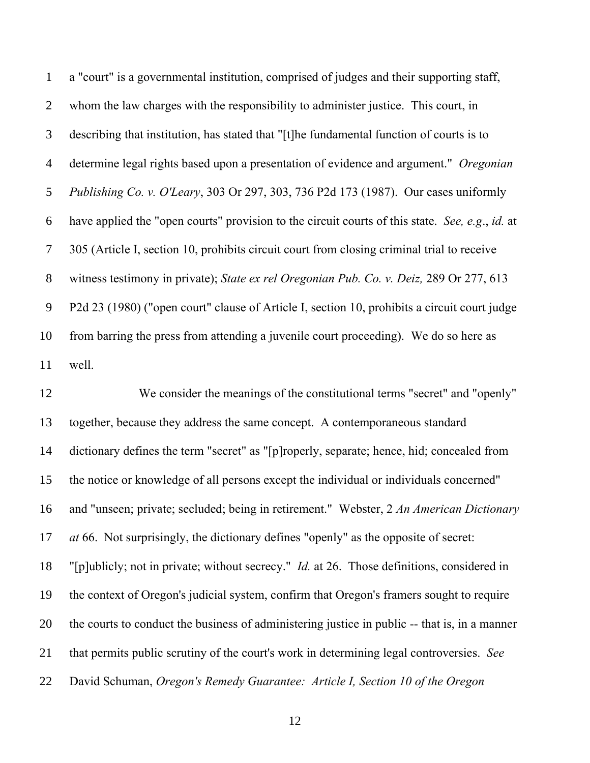a "court" is a governmental institution, comprised of judges and their supporting staff, whom the law charges with the responsibility to administer justice. This court, in describing that institution, has stated that "[t]he fundamental function of courts is to determine legal rights based upon a presentation of evidence and argument." *Oregonian Publishing Co. v. O'Leary*, 303 Or 297, 303, 736 P2d 173 (1987). Our cases uniformly have applied the "open courts" provision to the circuit courts of this state. *See, e.g*., *id.* at 305 (Article I, section 10, prohibits circuit court from closing criminal trial to receive witness testimony in private); *State ex rel Oregonian Pub. Co. v. Deiz,* 289 Or 277, 613 P2d 23 (1980) ("open court" clause of Article I, section 10, prohibits a circuit court judge from barring the press from attending a juvenile court proceeding). We do so here as well.

We consider the meanings of the constitutional terms "secret" and "openly" together, because they address the same concept. A contemporaneous standard dictionary defines the term "secret" as "[p]roperly, separate; hence, hid; concealed from the notice or knowledge of all persons except the individual or individuals concerned" and "unseen; private; secluded; being in retirement." Webster, 2 *An American Dictionary at* 66. Not surprisingly, the dictionary defines "openly" as the opposite of secret: "[p]ublicly; not in private; without secrecy." *Id.* at 26. Those definitions, considered in the context of Oregon's judicial system, confirm that Oregon's framers sought to require the courts to conduct the business of administering justice in public -- that is, in a manner that permits public scrutiny of the court's work in determining legal controversies. *See* David Schuman, *Oregon's Remedy Guarantee: Article I, Section 10 of the Oregon*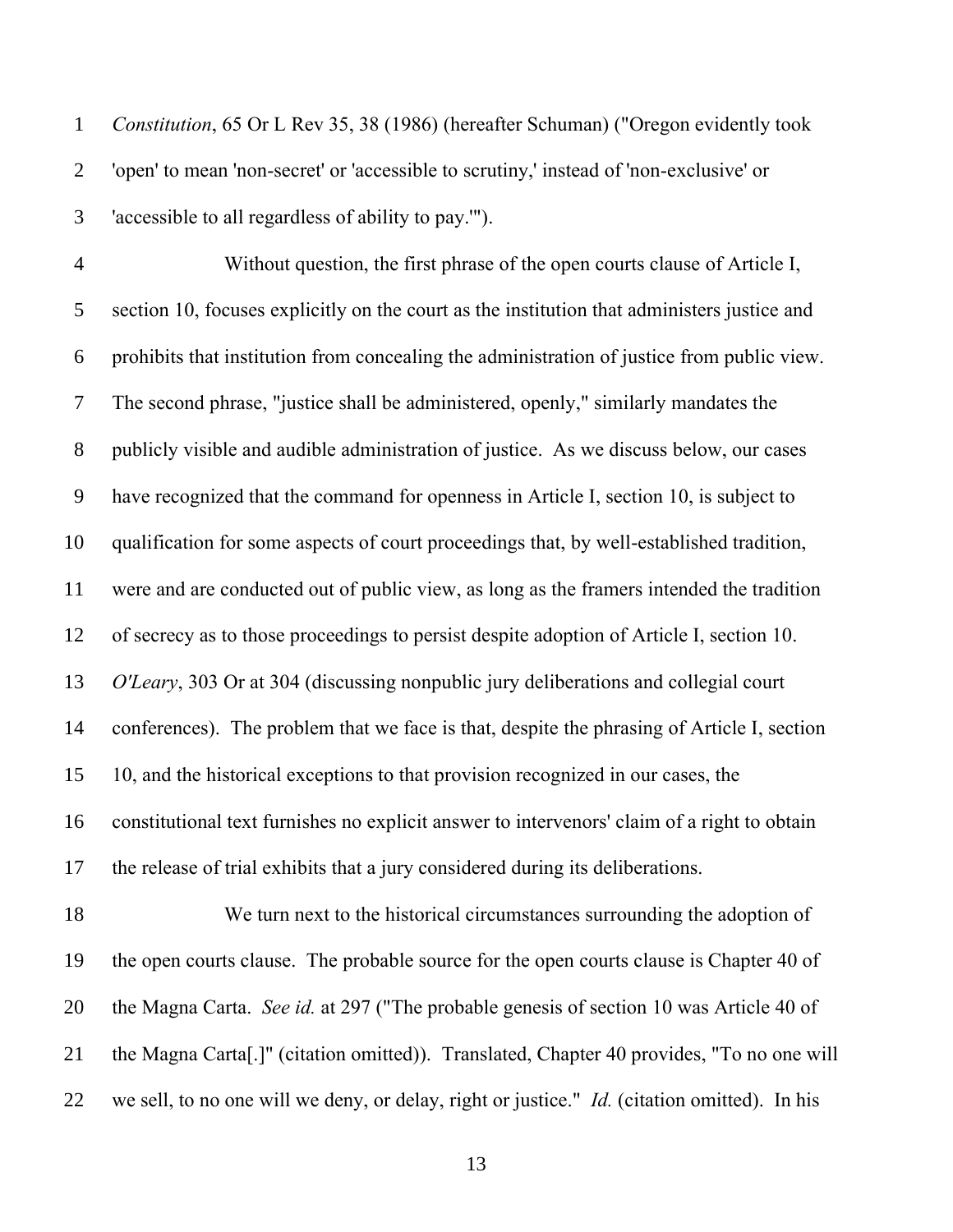*Constitution*, 65 Or L Rev 35, 38 (1986) (hereafter Schuman) ("Oregon evidently took 'open' to mean 'non-secret' or 'accessible to scrutiny,' instead of 'non-exclusive' or 'accessible to all regardless of ability to pay.'").

Without question, the first phrase of the open courts clause of Article I, section 10, focuses explicitly on the court as the institution that administers justice and prohibits that institution from concealing the administration of justice from public view. The second phrase, "justice shall be administered, openly," similarly mandates the publicly visible and audible administration of justice. As we discuss below, our cases have recognized that the command for openness in Article I, section 10, is subject to qualification for some aspects of court proceedings that, by well-established tradition, were and are conducted out of public view, as long as the framers intended the tradition of secrecy as to those proceedings to persist despite adoption of Article I, section 10. *O'Leary*, 303 Or at 304 (discussing nonpublic jury deliberations and collegial court conferences). The problem that we face is that, despite the phrasing of Article I, section 10, and the historical exceptions to that provision recognized in our cases, the constitutional text furnishes no explicit answer to intervenors' claim of a right to obtain the release of trial exhibits that a jury considered during its deliberations.

We turn next to the historical circumstances surrounding the adoption of the open courts clause. The probable source for the open courts clause is Chapter 40 of the Magna Carta. *See id.* at 297 ("The probable genesis of section 10 was Article 40 of the Magna Carta[.]" (citation omitted)). Translated, Chapter 40 provides, "To no one will we sell, to no one will we deny, or delay, right or justice." *Id.* (citation omitted). In his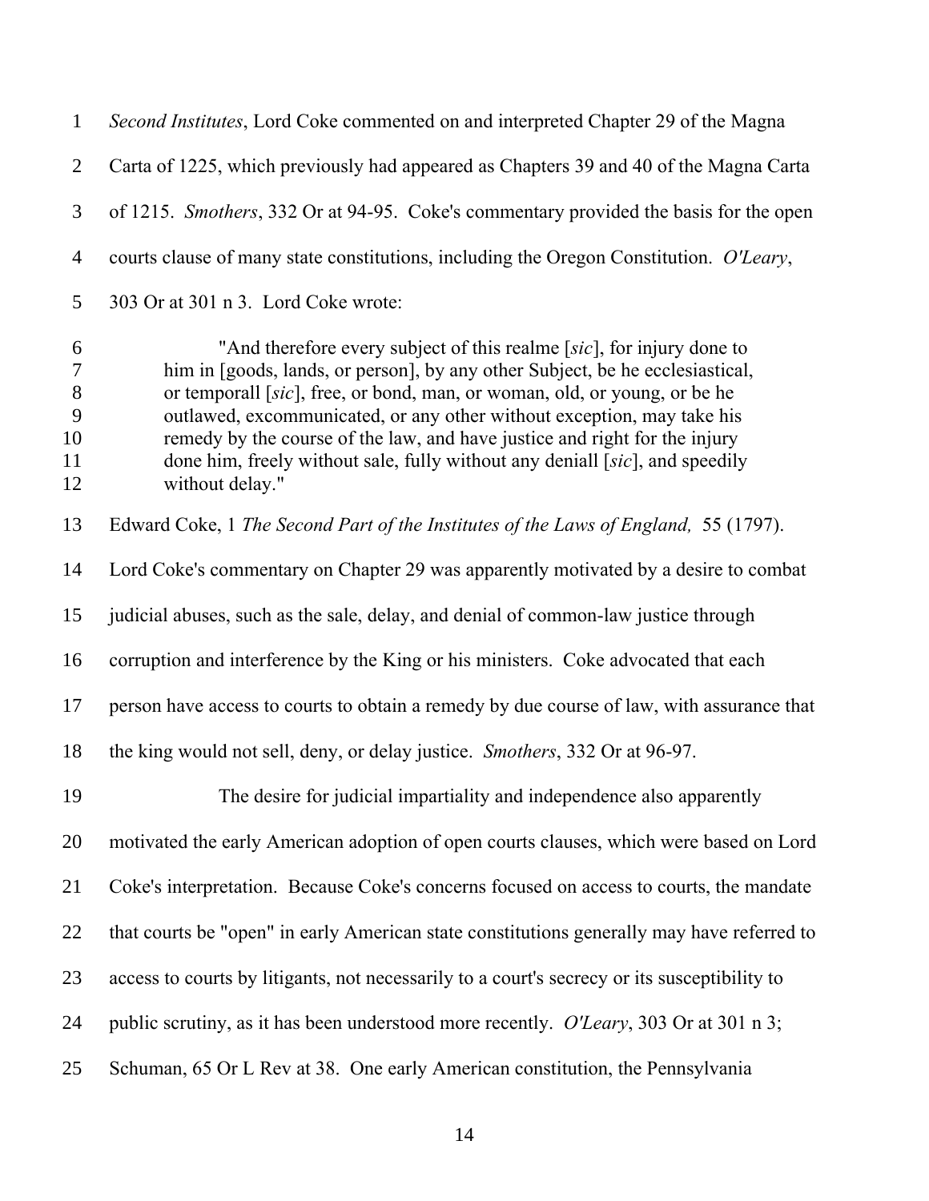*Second Institutes*, Lord Coke commented on and interpreted Chapter 29 of the Magna Carta of 1225, which previously had appeared as Chapters 39 and 40 of the Magna Carta of 1215. *Smothers*, 332 Or at 94-95. Coke's commentary provided the basis for the open courts clause of many state constitutions, including the Oregon Constitution. *O'Leary*, 303 Or at 301 n 3. Lord Coke wrote:

> "And therefore every subject of this realme [*sic*], for injury done to him in [goods, lands, or person], by any other Subject, be he ecclesiastical, or temporall [*sic*], free, or bond, man, or woman, old, or young, or be he outlawed, excommunicated, or any other without exception, may take his remedy by the course of the law, and have justice and right for the injury done him, freely without sale, fully without any deniall [*sic*], and speedily without delay."

Edward Coke, 1 *The Second Part of the Institutes of the Laws of England,* 55 (1797). Lord Coke's commentary on Chapter 29 was apparently motivated by a desire to combat judicial abuses, such as the sale, delay, and denial of common-law justice through corruption and interference by the King or his ministers. Coke advocated that each person have access to courts to obtain a remedy by due course of law, with assurance that the king would not sell, deny, or delay justice. *Smothers*, 332 Or at 96-97.

The desire for judicial impartiality and independence also apparently motivated the early American adoption of open courts clauses, which were based on Lord Coke's interpretation. Because Coke's concerns focused on access to courts, the mandate that courts be "open" in early American state constitutions generally may have referred to access to courts by litigants, not necessarily to a court's secrecy or its susceptibility to public scrutiny, as it has been understood more recently. *O'Leary*, 303 Or at 301 n 3; Schuman, 65 Or L Rev at 38. One early American constitution, the Pennsylvania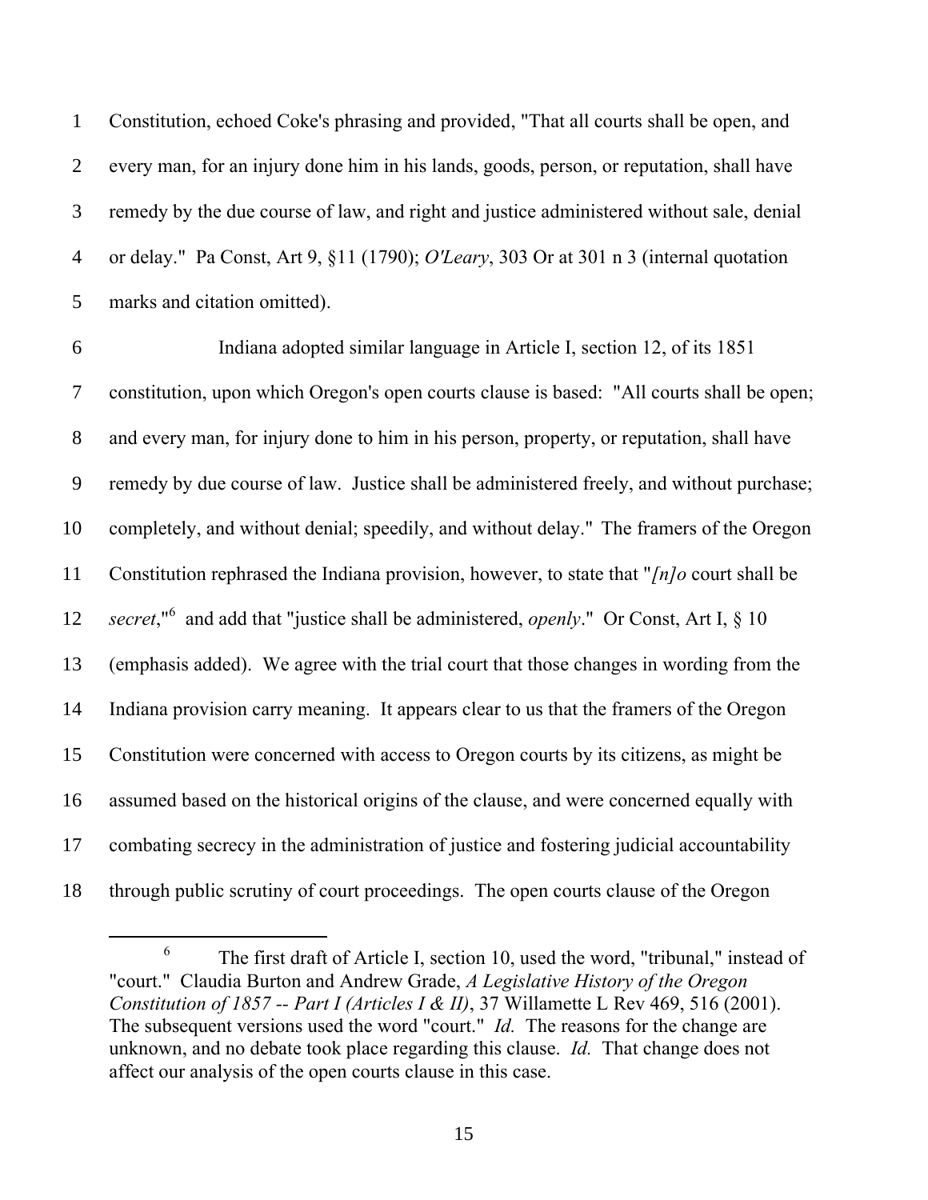Constitution, echoed Coke's phrasing and provided, "That all courts shall be open, and every man, for an injury done him in his lands, goods, person, or reputation, shall have remedy by the due course of law, and right and justice administered without sale, denial or delay." Pa Const, Art 9, §11 (1790); *O'Leary*, 303 Or at 301 n 3 (internal quotation marks and citation omitted).

Indiana adopted similar language in Article I, section 12, of its 1851 constitution, upon which Oregon's open courts clause is based: "All courts shall be open; and every man, for injury done to him in his person, property, or reputation, shall have remedy by due course of law. Justice shall be administered freely, and without purchase; completely, and without denial; speedily, and without delay." The framers of the Oregon Constitution rephrased the Indiana provision, however, to state that "*[n]o* court shall be *secret*,"[6] and add that "justice shall be administered, *openly*." Or Const, Art I, § 10 (emphasis added). We agree with the trial court that those changes in wording from the Indiana provision carry meaning. It appears clear to us that the framers of the Oregon Constitution were concerned with access to Oregon courts by its citizens, as might be assumed based on the historical origins of the clause, and were concerned equally with combating secrecy in the administration of justice and fostering judicial accountability through public scrutiny of court proceedings. The open courts clause of the Oregon

[6] The first draft of Article I, section 10, used the word, "tribunal," instead of "court." Claudia Burton and Andrew Grade, *A Legislative History of the Oregon Constitution of 1857 -- Part I (Articles I & II)*, 37 Willamette L Rev 469, 516 (2001). The subsequent versions used the word "court." *Id.* The reasons for the change are unknown, and no debate took place regarding this clause. *Id.* That change does not affect our analysis of the open courts clause in this case.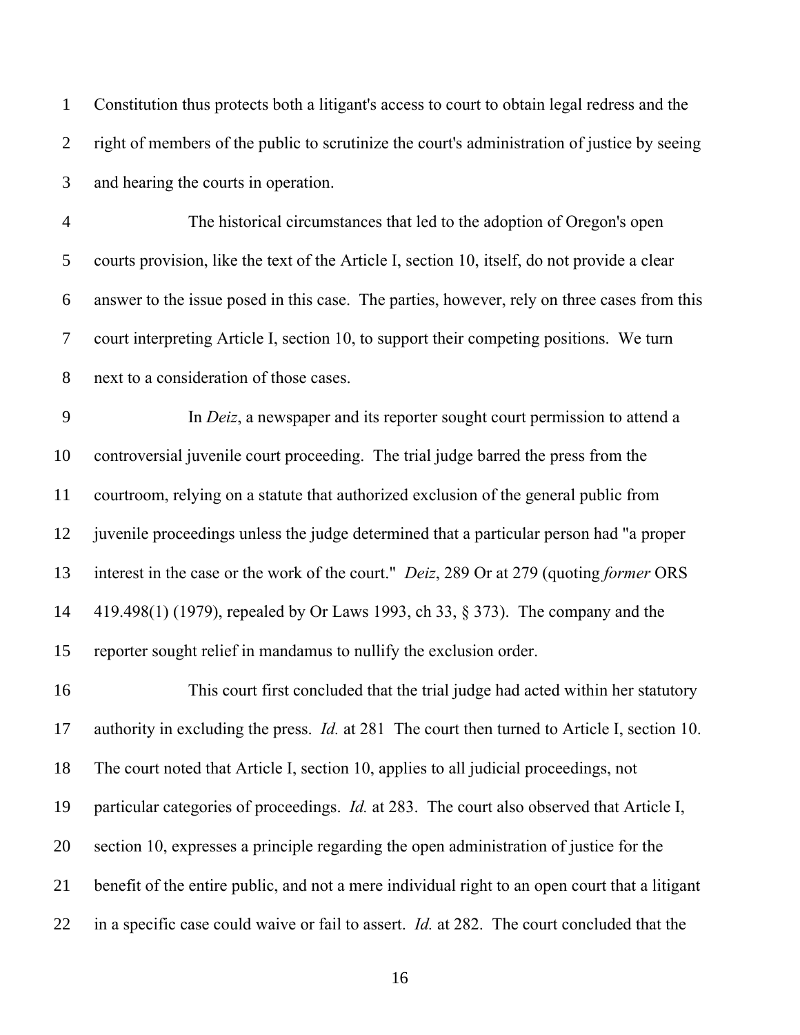Constitution thus protects both a litigant's access to court to obtain legal redress and the right of members of the public to scrutinize the court's administration of justice by seeing and hearing the courts in operation.

The historical circumstances that led to the adoption of Oregon's open courts provision, like the text of the Article I, section 10, itself, do not provide a clear answer to the issue posed in this case. The parties, however, rely on three cases from this court interpreting Article I, section 10, to support their competing positions. We turn next to a consideration of those cases.

In *Deiz*, a newspaper and its reporter sought court permission to attend a controversial juvenile court proceeding. The trial judge barred the press from the courtroom, relying on a statute that authorized exclusion of the general public from juvenile proceedings unless the judge determined that a particular person had "a proper interest in the case or the work of the court." *Deiz*, 289 Or at 279 (quoting *former* ORS 419.498(1) (1979), repealed by Or Laws 1993, ch 33, § 373). The company and the reporter sought relief in mandamus to nullify the exclusion order.

This court first concluded that the trial judge had acted within her statutory authority in excluding the press. *Id.* at 281 The court then turned to Article I, section 10. The court noted that Article I, section 10, applies to all judicial proceedings, not particular categories of proceedings. *Id.* at 283. The court also observed that Article I, section 10, expresses a principle regarding the open administration of justice for the benefit of the entire public, and not a mere individual right to an open court that a litigant in a specific case could waive or fail to assert. *Id.* at 282. The court concluded that the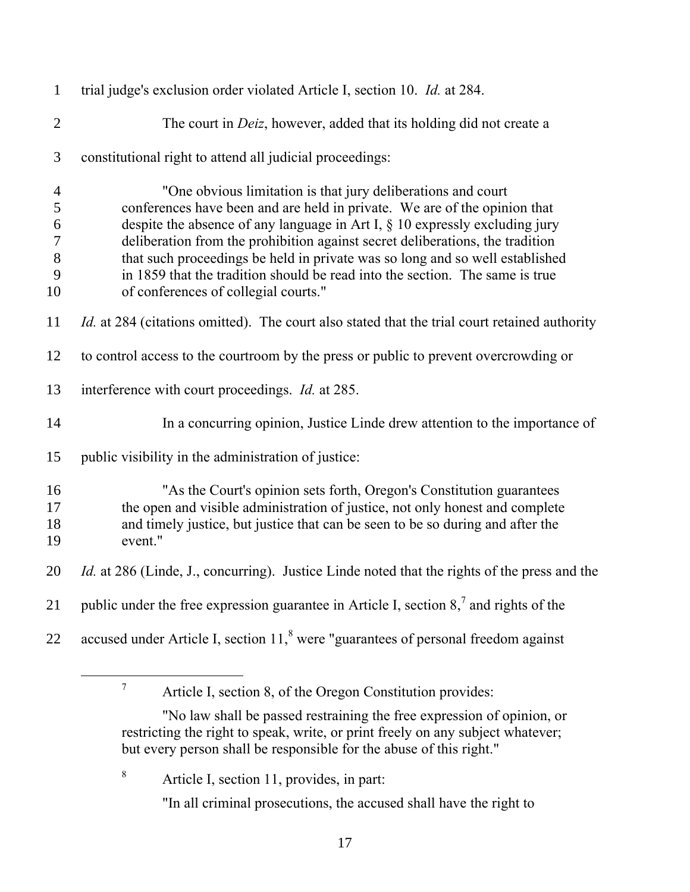trial judge's exclusion order violated Article I, section 10. *Id.* at 284.

The court in *Deiz*, however, added that its holding did not create a constitutional right to attend all judicial proceedings:

> "One obvious limitation is that jury deliberations and court conferences have been and are held in private. We are of the opinion that despite the absence of any language in Art I, § 10 expressly excluding jury deliberation from the prohibition against secret deliberations, the tradition that such proceedings be held in private was so long and so well established in 1859 that the tradition should be read into the section. The same is true of conferences of collegial courts."

*Id.* at 284 (citations omitted). The court also stated that the trial court retained authority to control access to the courtroom by the press or public to prevent overcrowding or interference with court proceedings. *Id.* at 285.

In a concurring opinion, Justice Linde drew attention to the importance of public visibility in the administration of justice:

> "As the Court's opinion sets forth, Oregon's Constitution guarantees the open and visible administration of justice, not only honest and complete and timely justice, but justice that can be seen to be so during and after the event."

*Id.* at 286 (Linde, J., concurring). Justice Linde noted that the rights of the press and the public under the free expression guarantee in Article I, section 8,[7] and rights of the accused under Article I, section 11,[8] were "guarantees of personal freedom against

---

[7] Article I, section 8, of the Oregon Constitution provides:

"No law shall be passed restraining the free expression of opinion, or restricting the right to speak, write, or print freely on any subject whatever; but every person shall be responsible for the abuse of this right."

[8] Article I, section 11, provides, in part:

"In all criminal prosecutions, the accused shall have the right to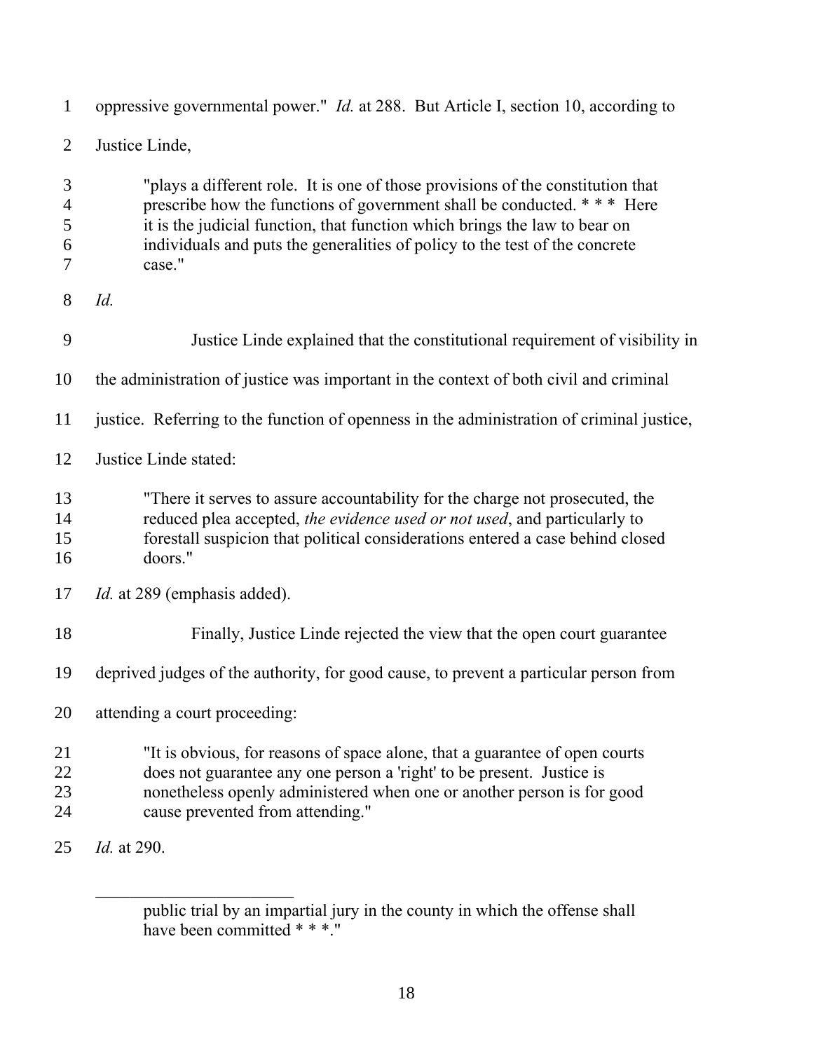oppressive governmental power." *Id.* at 288. But Article I, section 10, according to Justice Linde,

> "plays a different role. It is one of those provisions of the constitution that prescribe how the functions of government shall be conducted. * * * Here it is the judicial function, that function which brings the law to bear on individuals and puts the generalities of policy to the test of the concrete case."

*Id.*

Justice Linde explained that the constitutional requirement of visibility in the administration of justice was important in the context of both civil and criminal justice. Referring to the function of openness in the administration of criminal justice, Justice Linde stated:

> "There it serves to assure accountability for the charge not prosecuted, the reduced plea accepted, *the evidence used or not used*, and particularly to forestall suspicion that political considerations entered a case behind closed doors."

*Id.* at 289 (emphasis added).

Finally, Justice Linde rejected the view that the open court guarantee deprived judges of the authority, for good cause, to prevent a particular person from attending a court proceeding:

> "It is obvious, for reasons of space alone, that a guarantee of open courts does not guarantee any one person a 'right' to be present. Justice is nonetheless openly administered when one or another person is for good cause prevented from attending."

*Id.* at 290.

---

> public trial by an impartial jury in the county in which the offense shall have been committed * * *."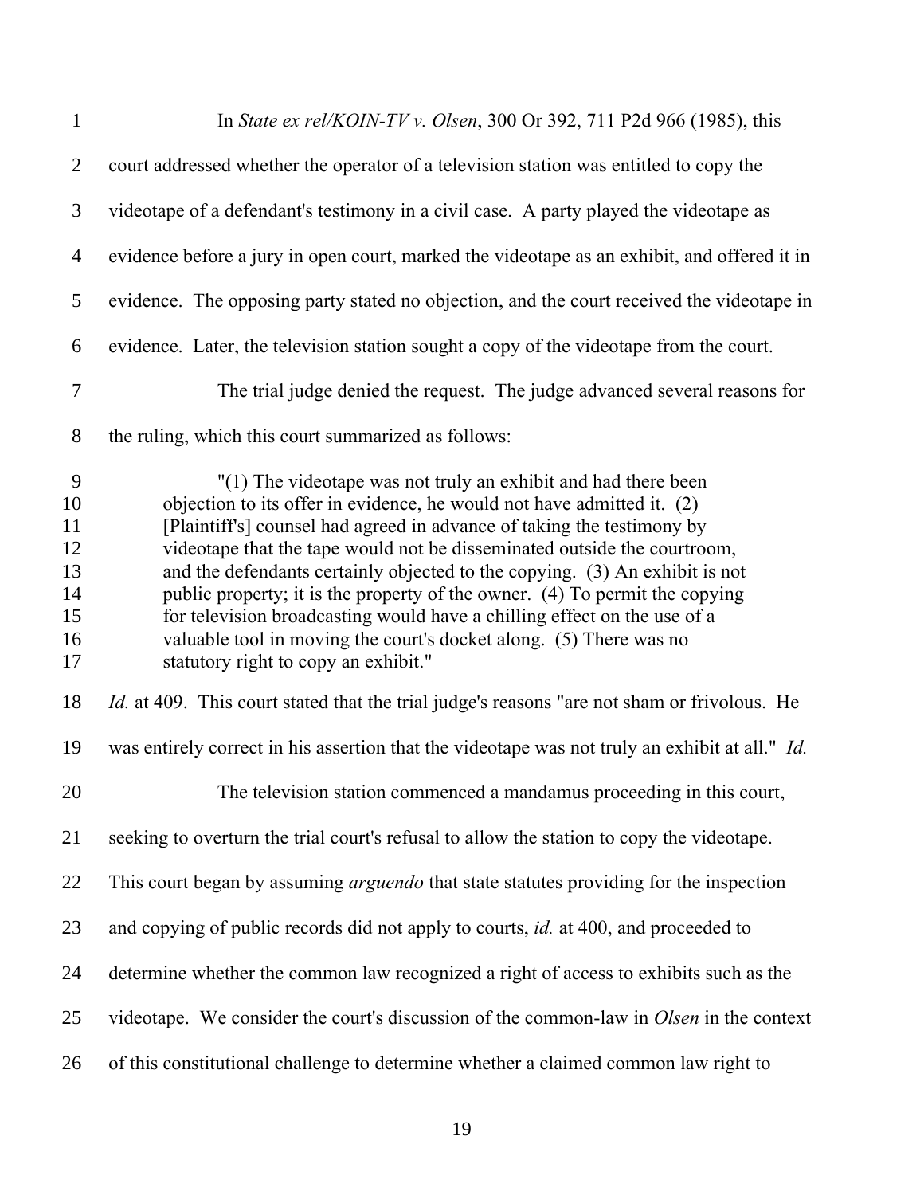In *State ex rel/KOIN-TV v. Olsen*, 300 Or 392, 711 P2d 966 (1985), this court addressed whether the operator of a television station was entitled to copy the videotape of a defendant's testimony in a civil case. A party played the videotape as evidence before a jury in open court, marked the videotape as an exhibit, and offered it in evidence. The opposing party stated no objection, and the court received the videotape in evidence. Later, the television station sought a copy of the videotape from the court.

The trial judge denied the request. The judge advanced several reasons for the ruling, which this court summarized as follows:

> "(1) The videotape was not truly an exhibit and had there been objection to its offer in evidence, he would not have admitted it. (2) [Plaintiff's] counsel had agreed in advance of taking the testimony by videotape that the tape would not be disseminated outside the courtroom, and the defendants certainly objected to the copying. (3) An exhibit is not public property; it is the property of the owner. (4) To permit the copying for television broadcasting would have a chilling effect on the use of a valuable tool in moving the court's docket along. (5) There was no statutory right to copy an exhibit."

*Id.* at 409. This court stated that the trial judge's reasons "are not sham or frivolous. He was entirely correct in his assertion that the videotape was not truly an exhibit at all." *Id.*

The television station commenced a mandamus proceeding in this court, seeking to overturn the trial court's refusal to allow the station to copy the videotape. This court began by assuming *arguendo* that state statutes providing for the inspection and copying of public records did not apply to courts, *id.* at 400, and proceeded to determine whether the common law recognized a right of access to exhibits such as the videotape. We consider the court's discussion of the common-law in *Olsen* in the context of this constitutional challenge to determine whether a claimed common law right to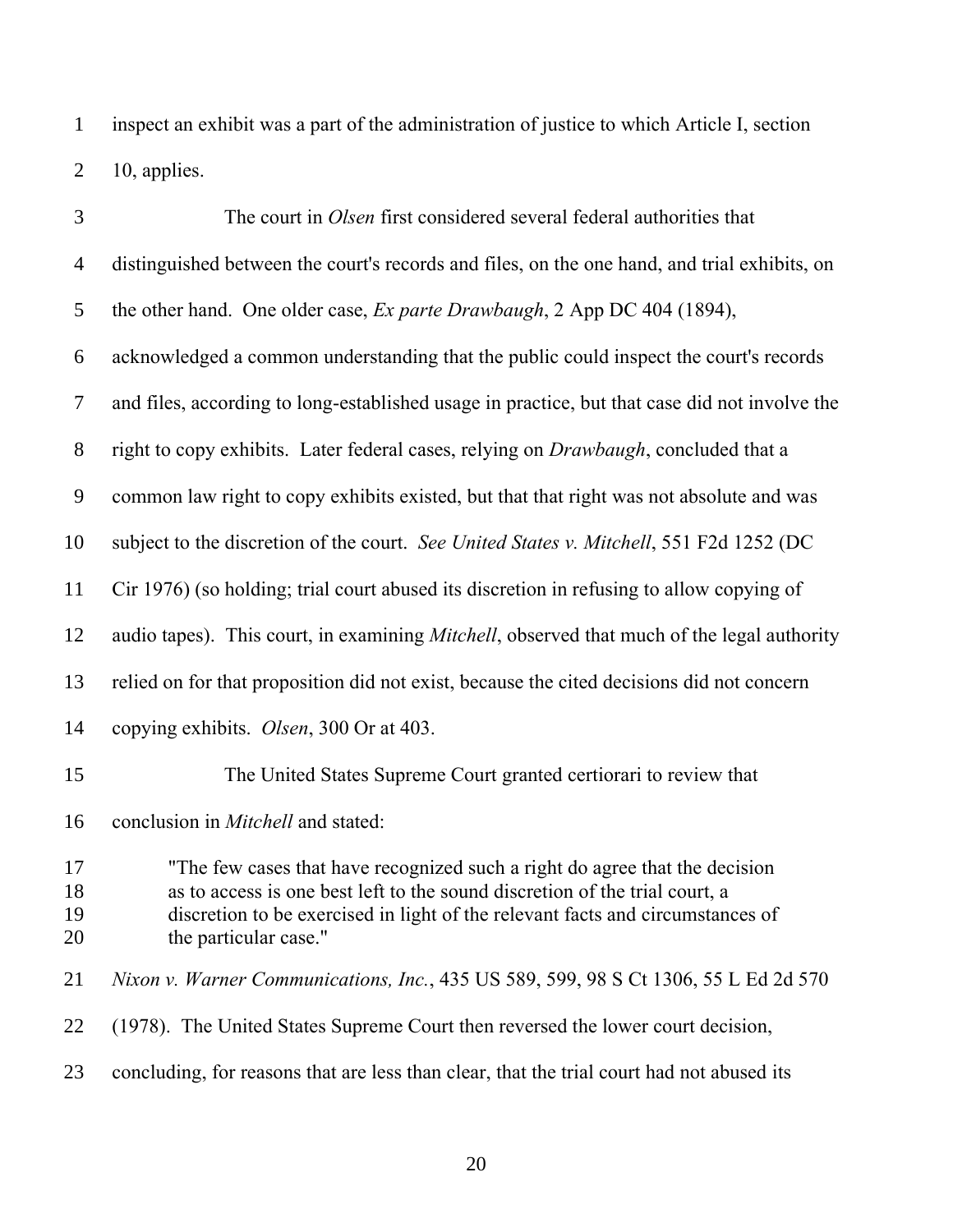inspect an exhibit was a part of the administration of justice to which Article I, section 10, applies.

The court in *Olsen* first considered several federal authorities that distinguished between the court's records and files, on the one hand, and trial exhibits, on the other hand. One older case, *Ex parte Drawbaugh*, 2 App DC 404 (1894), acknowledged a common understanding that the public could inspect the court's records and files, according to long-established usage in practice, but that case did not involve the right to copy exhibits. Later federal cases, relying on *Drawbaugh*, concluded that a common law right to copy exhibits existed, but that that right was not absolute and was subject to the discretion of the court. *See United States v. Mitchell*, 551 F2d 1252 (DC Cir 1976) (so holding; trial court abused its discretion in refusing to allow copying of audio tapes). This court, in examining *Mitchell*, observed that much of the legal authority relied on for that proposition did not exist, because the cited decisions did not concern copying exhibits. *Olsen*, 300 Or at 403.

The United States Supreme Court granted certiorari to review that conclusion in *Mitchell* and stated:

> "The few cases that have recognized such a right do agree that the decision as to access is one best left to the sound discretion of the trial court, a discretion to be exercised in light of the relevant facts and circumstances of the particular case."

*Nixon v. Warner Communications, Inc.*, 435 US 589, 599, 98 S Ct 1306, 55 L Ed 2d 570 (1978). The United States Supreme Court then reversed the lower court decision, concluding, for reasons that are less than clear, that the trial court had not abused its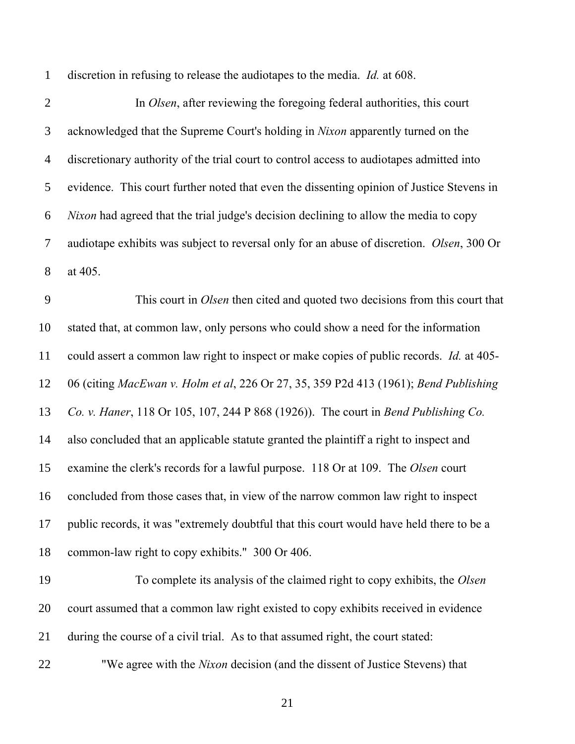discretion in refusing to release the audiotapes to the media. *Id.* at 608.

In *Olsen*, after reviewing the foregoing federal authorities, this court acknowledged that the Supreme Court's holding in *Nixon* apparently turned on the discretionary authority of the trial court to control access to audiotapes admitted into evidence. This court further noted that even the dissenting opinion of Justice Stevens in *Nixon* had agreed that the trial judge's decision declining to allow the media to copy audiotape exhibits was subject to reversal only for an abuse of discretion. *Olsen*, 300 Or at 405.

This court in *Olsen* then cited and quoted two decisions from this court that stated that, at common law, only persons who could show a need for the information could assert a common law right to inspect or make copies of public records. *Id.* at 405-06 (citing *MacEwan v. Holm et al*, 226 Or 27, 35, 359 P2d 413 (1961); *Bend Publishing Co. v. Haner*, 118 Or 105, 107, 244 P 868 (1926)). The court in *Bend Publishing Co.* also concluded that an applicable statute granted the plaintiff a right to inspect and examine the clerk's records for a lawful purpose. 118 Or at 109. The *Olsen* court concluded from those cases that, in view of the narrow common law right to inspect public records, it was "extremely doubtful that this court would have held there to be a common-law right to copy exhibits." 300 Or 406.

To complete its analysis of the claimed right to copy exhibits, the *Olsen* court assumed that a common law right existed to copy exhibits received in evidence during the course of a civil trial. As to that assumed right, the court stated:

"We agree with the *Nixon* decision (and the dissent of Justice Stevens) that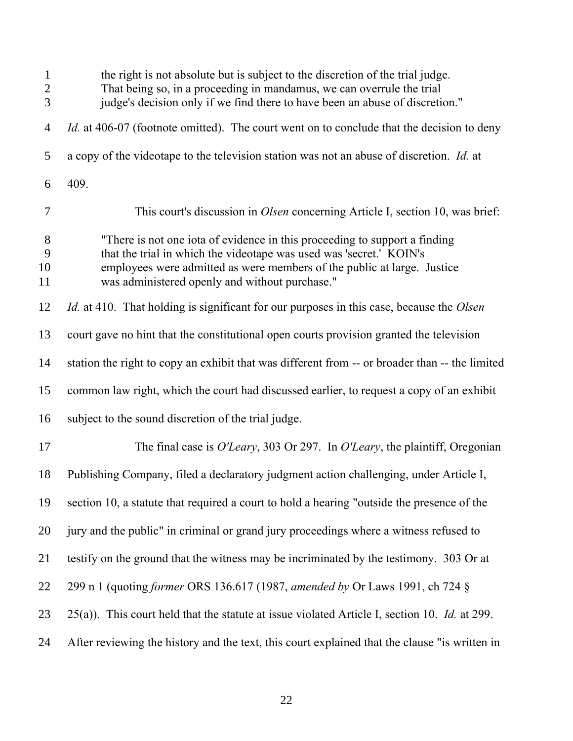> the right is not absolute but is subject to the discretion of the trial judge. That being so, in a proceeding in mandamus, we can overrule the trial judge's decision only if we find there to have been an abuse of discretion."

*Id.* at 406-07 (footnote omitted). The court went on to conclude that the decision to deny a copy of the videotape to the television station was not an abuse of discretion. *Id.* at 409.

This court's discussion in *Olsen* concerning Article I, section 10, was brief:

> "There is not one iota of evidence in this proceeding to support a finding that the trial in which the videotape was used was 'secret.' KOIN's employees were admitted as were members of the public at large. Justice was administered openly and without purchase."

*Id.* at 410. That holding is significant for our purposes in this case, because the *Olsen* court gave no hint that the constitutional open courts provision granted the television station the right to copy an exhibit that was different from -- or broader than -- the limited common law right, which the court had discussed earlier, to request a copy of an exhibit subject to the sound discretion of the trial judge.

The final case is *O'Leary*, 303 Or 297. In *O'Leary*, the plaintiff, Oregonian Publishing Company, filed a declaratory judgment action challenging, under Article I, section 10, a statute that required a court to hold a hearing "outside the presence of the jury and the public" in criminal or grand jury proceedings where a witness refused to testify on the ground that the witness may be incriminated by the testimony. 303 Or at 299 n 1 (quoting *former* ORS 136.617 (1987, *amended by* Or Laws 1991, ch 724 § 25(a)). This court held that the statute at issue violated Article I, section 10. *Id.* at 299. After reviewing the history and the text, this court explained that the clause "is written in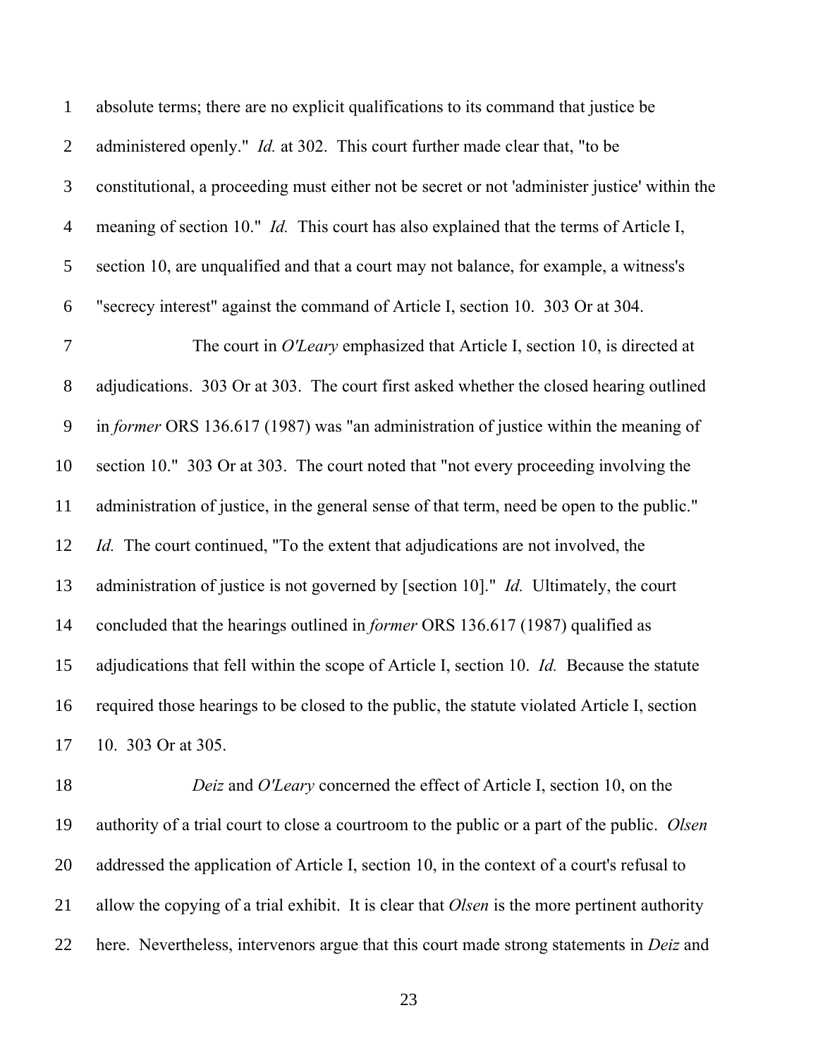absolute terms; there are no explicit qualifications to its command that justice be administered openly." *Id.* at 302. This court further made clear that, "to be constitutional, a proceeding must either not be secret or not 'administer justice' within the meaning of section 10." *Id.* This court has also explained that the terms of Article I, section 10, are unqualified and that a court may not balance, for example, a witness's "secrecy interest" against the command of Article I, section 10. 303 Or at 304.

The court in *O'Leary* emphasized that Article I, section 10, is directed at adjudications. 303 Or at 303. The court first asked whether the closed hearing outlined in *former* ORS 136.617 (1987) was "an administration of justice within the meaning of section 10." 303 Or at 303. The court noted that "not every proceeding involving the administration of justice, in the general sense of that term, need be open to the public." *Id.* The court continued, "To the extent that adjudications are not involved, the administration of justice is not governed by [section 10]." *Id.* Ultimately, the court concluded that the hearings outlined in *former* ORS 136.617 (1987) qualified as adjudications that fell within the scope of Article I, section 10. *Id.* Because the statute required those hearings to be closed to the public, the statute violated Article I, section 10. 303 Or at 305.

*Deiz* and *O'Leary* concerned the effect of Article I, section 10, on the authority of a trial court to close a courtroom to the public or a part of the public. *Olsen* addressed the application of Article I, section 10, in the context of a court's refusal to allow the copying of a trial exhibit. It is clear that *Olsen* is the more pertinent authority here. Nevertheless, intervenors argue that this court made strong statements in *Deiz* and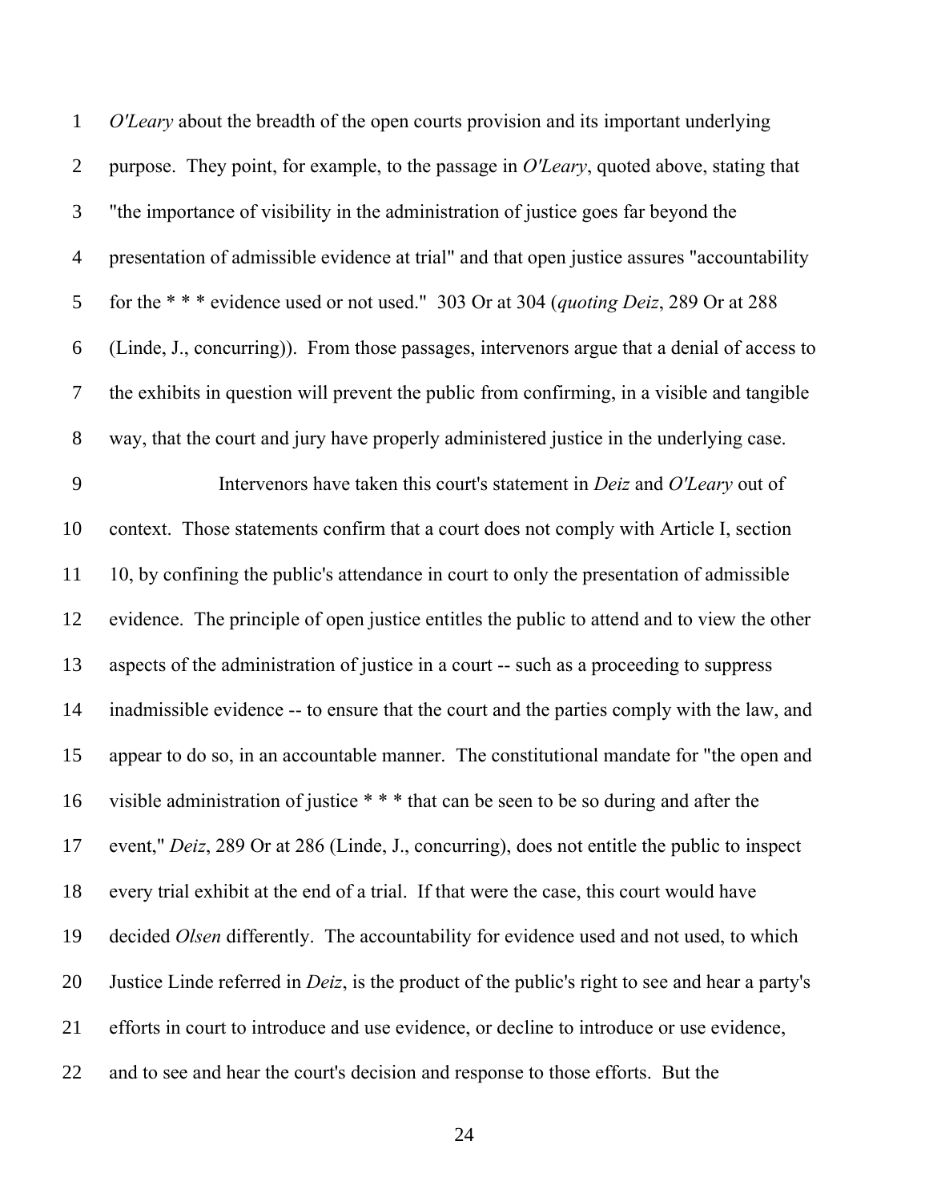*O'Leary* about the breadth of the open courts provision and its important underlying purpose. They point, for example, to the passage in *O'Leary*, quoted above, stating that "the importance of visibility in the administration of justice goes far beyond the presentation of admissible evidence at trial" and that open justice assures "accountability for the * * * evidence used or not used." 303 Or at 304 (*quoting Deiz*, 289 Or at 288 (Linde, J., concurring)). From those passages, intervenors argue that a denial of access to the exhibits in question will prevent the public from confirming, in a visible and tangible way, that the court and jury have properly administered justice in the underlying case.

Intervenors have taken this court's statement in *Deiz* and *O'Leary* out of context. Those statements confirm that a court does not comply with Article I, section 10, by confining the public's attendance in court to only the presentation of admissible evidence. The principle of open justice entitles the public to attend and to view the other aspects of the administration of justice in a court -- such as a proceeding to suppress inadmissible evidence -- to ensure that the court and the parties comply with the law, and appear to do so, in an accountable manner. The constitutional mandate for "the open and visible administration of justice * * * that can be seen to be so during and after the event," *Deiz*, 289 Or at 286 (Linde, J., concurring), does not entitle the public to inspect every trial exhibit at the end of a trial. If that were the case, this court would have decided *Olsen* differently. The accountability for evidence used and not used, to which Justice Linde referred in *Deiz*, is the product of the public's right to see and hear a party's efforts in court to introduce and use evidence, or decline to introduce or use evidence, and to see and hear the court's decision and response to those efforts. But the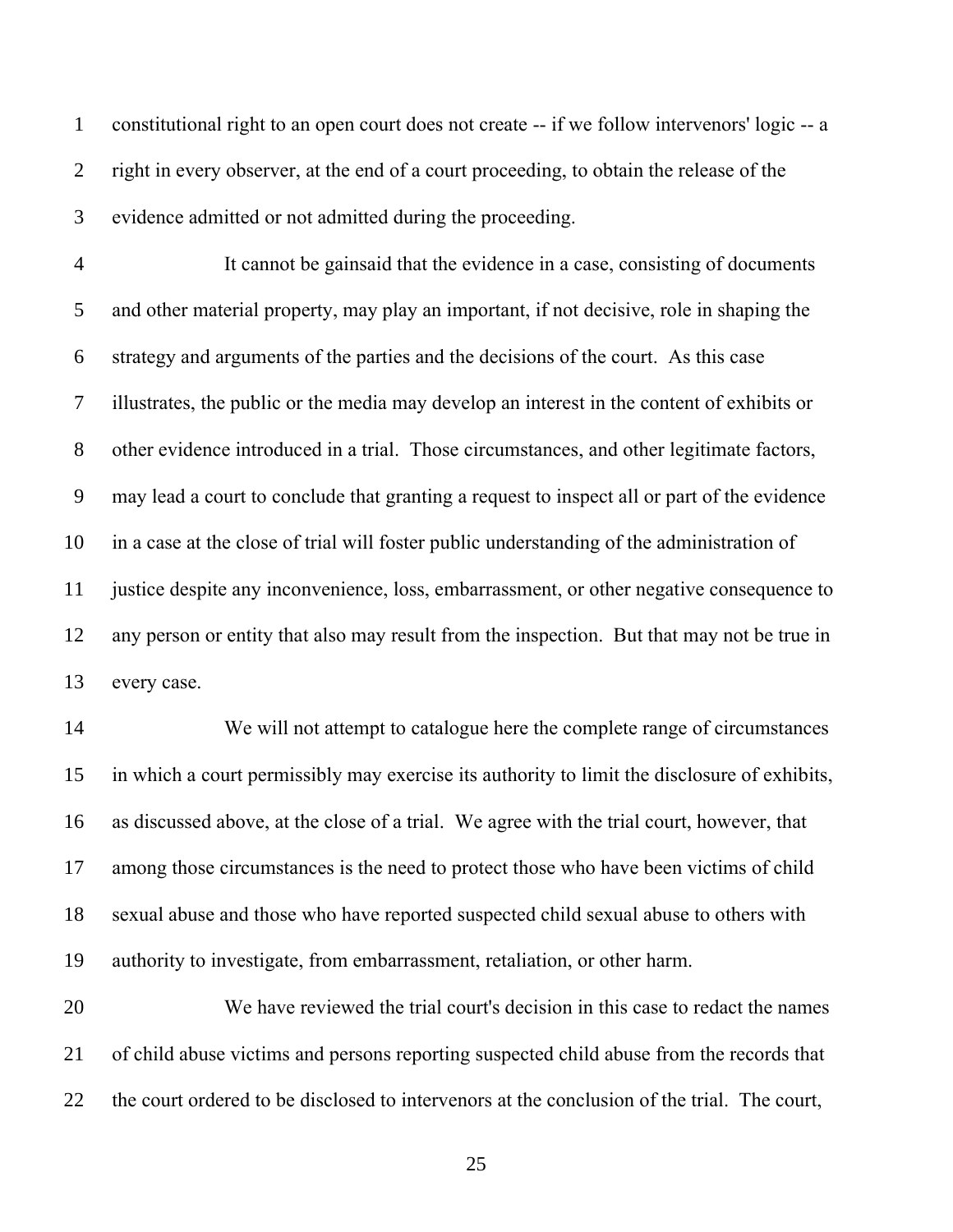constitutional right to an open court does not create -- if we follow intervenors' logic -- a right in every observer, at the end of a court proceeding, to obtain the release of the evidence admitted or not admitted during the proceeding.

It cannot be gainsaid that the evidence in a case, consisting of documents and other material property, may play an important, if not decisive, role in shaping the strategy and arguments of the parties and the decisions of the court. As this case illustrates, the public or the media may develop an interest in the content of exhibits or other evidence introduced in a trial. Those circumstances, and other legitimate factors, may lead a court to conclude that granting a request to inspect all or part of the evidence in a case at the close of trial will foster public understanding of the administration of justice despite any inconvenience, loss, embarrassment, or other negative consequence to any person or entity that also may result from the inspection. But that may not be true in every case.

We will not attempt to catalogue here the complete range of circumstances in which a court permissibly may exercise its authority to limit the disclosure of exhibits, as discussed above, at the close of a trial. We agree with the trial court, however, that among those circumstances is the need to protect those who have been victims of child sexual abuse and those who have reported suspected child sexual abuse to others with authority to investigate, from embarrassment, retaliation, or other harm.

We have reviewed the trial court's decision in this case to redact the names of child abuse victims and persons reporting suspected child abuse from the records that the court ordered to be disclosed to intervenors at the conclusion of the trial. The court,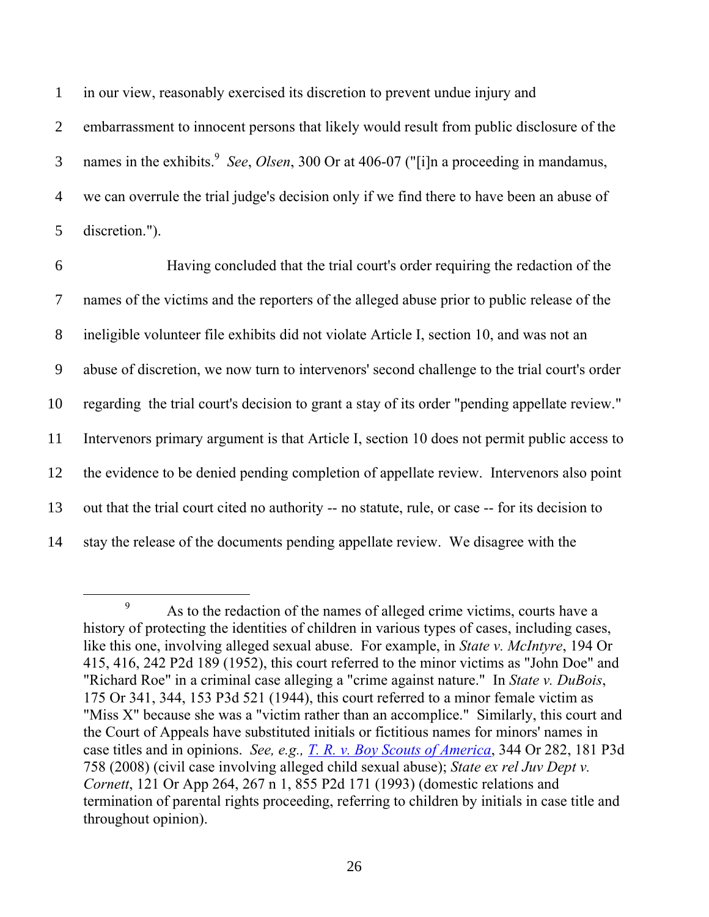in our view, reasonably exercised its discretion to prevent undue injury and embarrassment to innocent persons that likely would result from public disclosure of the names in the exhibits.[9] *See*, *Olsen*, 300 Or at 406-07 ("[i]n a proceeding in mandamus, we can overrule the trial judge's decision only if we find there to have been an abuse of discretion.").

Having concluded that the trial court's order requiring the redaction of the names of the victims and the reporters of the alleged abuse prior to public release of the ineligible volunteer file exhibits did not violate Article I, section 10, and was not an abuse of discretion, we now turn to intervenors' second challenge to the trial court's order regarding the trial court's decision to grant a stay of its order "pending appellate review." Intervenors primary argument is that Article I, section 10 does not permit public access to the evidence to be denied pending completion of appellate review. Intervenors also point out that the trial court cited no authority -- no statute, rule, or case -- for its decision to stay the release of the documents pending appellate review. We disagree with the

---

[9] As to the redaction of the names of alleged crime victims, courts have a history of protecting the identities of children in various types of cases, including cases, like this one, involving alleged sexual abuse. For example, in *State v. McIntyre*, 194 Or 415, 416, 242 P2d 189 (1952), this court referred to the minor victims as "John Doe" and "Richard Roe" in a criminal case alleging a "crime against nature." In *State v. DuBois*, 175 Or 341, 344, 153 P3d 521 (1944), this court referred to a minor female victim as "Miss X" because she was a "victim rather than an accomplice." Similarly, this court and the Court of Appeals have substituted initials or fictitious names for minors' names in case titles and in opinions. *See, e.g., T. R. v. Boy Scouts of America*, 344 Or 282, 181 P3d 758 (2008) (civil case involving alleged child sexual abuse); *State ex rel Juv Dept v. Cornett*, 121 Or App 264, 267 n 1, 855 P2d 171 (1993) (domestic relations and termination of parental rights proceeding, referring to children by initials in case title and throughout opinion).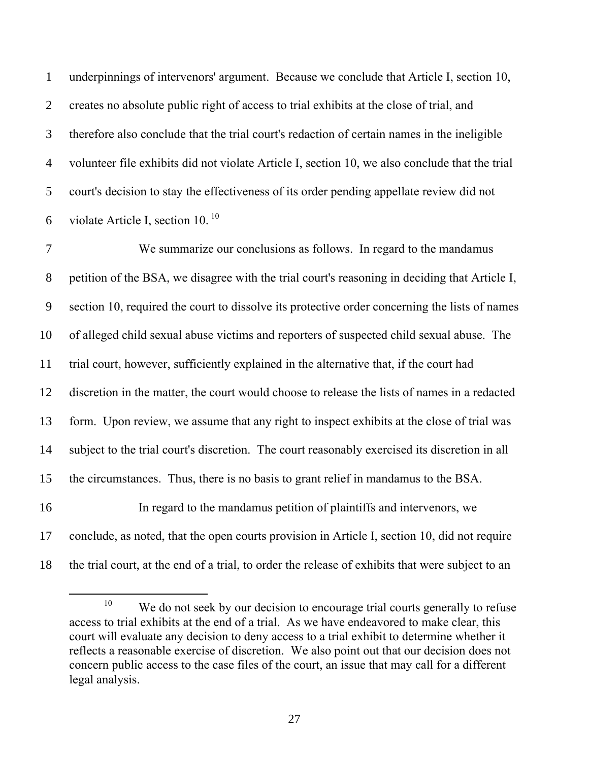underpinnings of intervenors' argument. Because we conclude that Article I, section 10, creates no absolute public right of access to trial exhibits at the close of trial, and therefore also conclude that the trial court's redaction of certain names in the ineligible volunteer file exhibits did not violate Article I, section 10, we also conclude that the trial court's decision to stay the effectiveness of its order pending appellate review did not violate Article I, section 10. [10]

We summarize our conclusions as follows. In regard to the mandamus petition of the BSA, we disagree with the trial court's reasoning in deciding that Article I, section 10, required the court to dissolve its protective order concerning the lists of names of alleged child sexual abuse victims and reporters of suspected child sexual abuse. The trial court, however, sufficiently explained in the alternative that, if the court had discretion in the matter, the court would choose to release the lists of names in a redacted form. Upon review, we assume that any right to inspect exhibits at the close of trial was subject to the trial court's discretion. The court reasonably exercised its discretion in all the circumstances. Thus, there is no basis to grant relief in mandamus to the BSA.

In regard to the mandamus petition of plaintiffs and intervenors, we conclude, as noted, that the open courts provision in Article I, section 10, did not require the trial court, at the end of a trial, to order the release of exhibits that were subject to an

---

[10] We do not seek by our decision to encourage trial courts generally to refuse access to trial exhibits at the end of a trial. As we have endeavored to make clear, this court will evaluate any decision to deny access to a trial exhibit to determine whether it reflects a reasonable exercise of discretion. We also point out that our decision does not concern public access to the case files of the court, an issue that may call for a different legal analysis.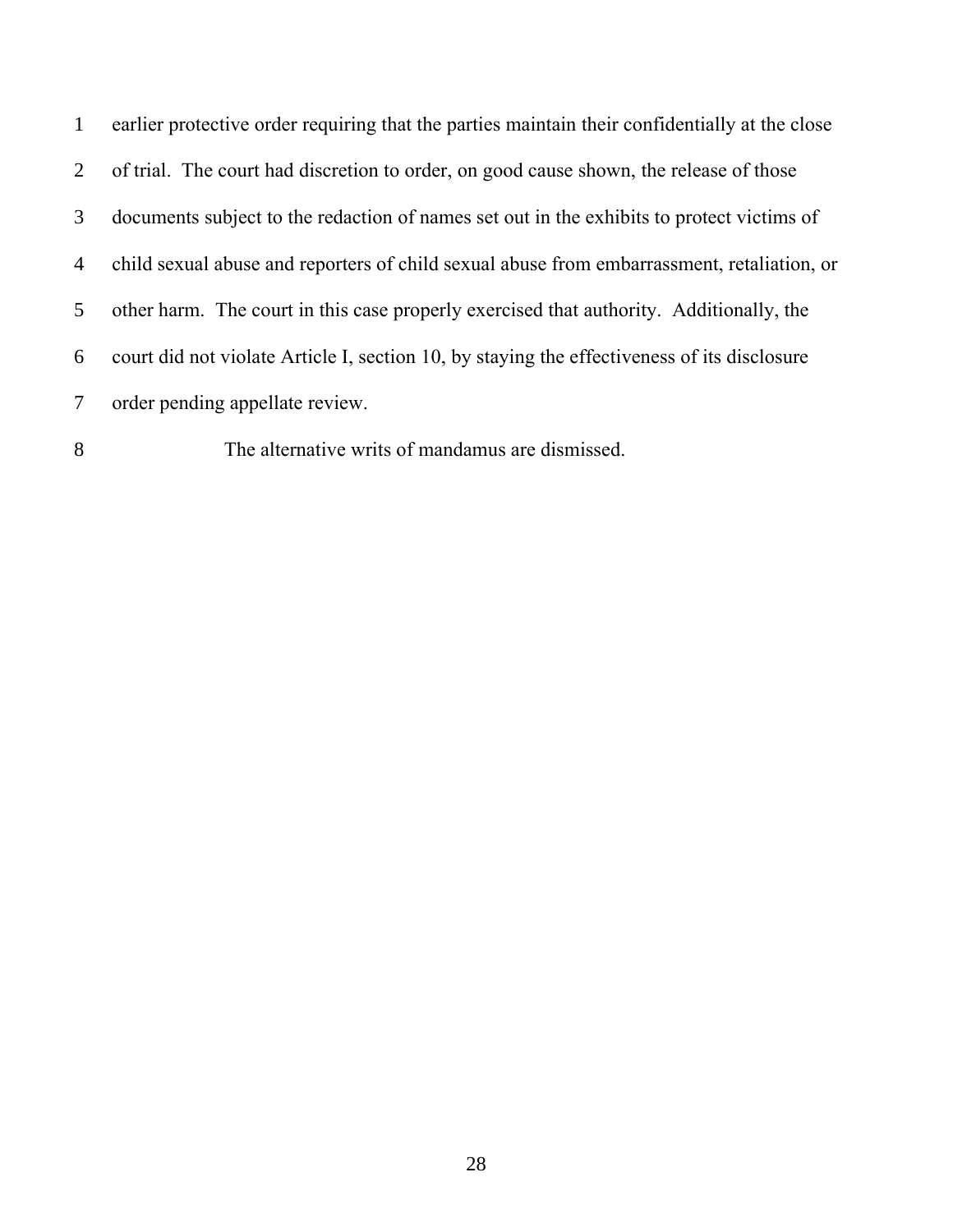earlier protective order requiring that the parties maintain their confidentially at the close of trial. The court had discretion to order, on good cause shown, the release of those documents subject to the redaction of names set out in the exhibits to protect victims of child sexual abuse and reporters of child sexual abuse from embarrassment, retaliation, or other harm. The court in this case properly exercised that authority. Additionally, the court did not violate Article I, section 10, by staying the effectiveness of its disclosure order pending appellate review.

The alternative writs of mandamus are dismissed.